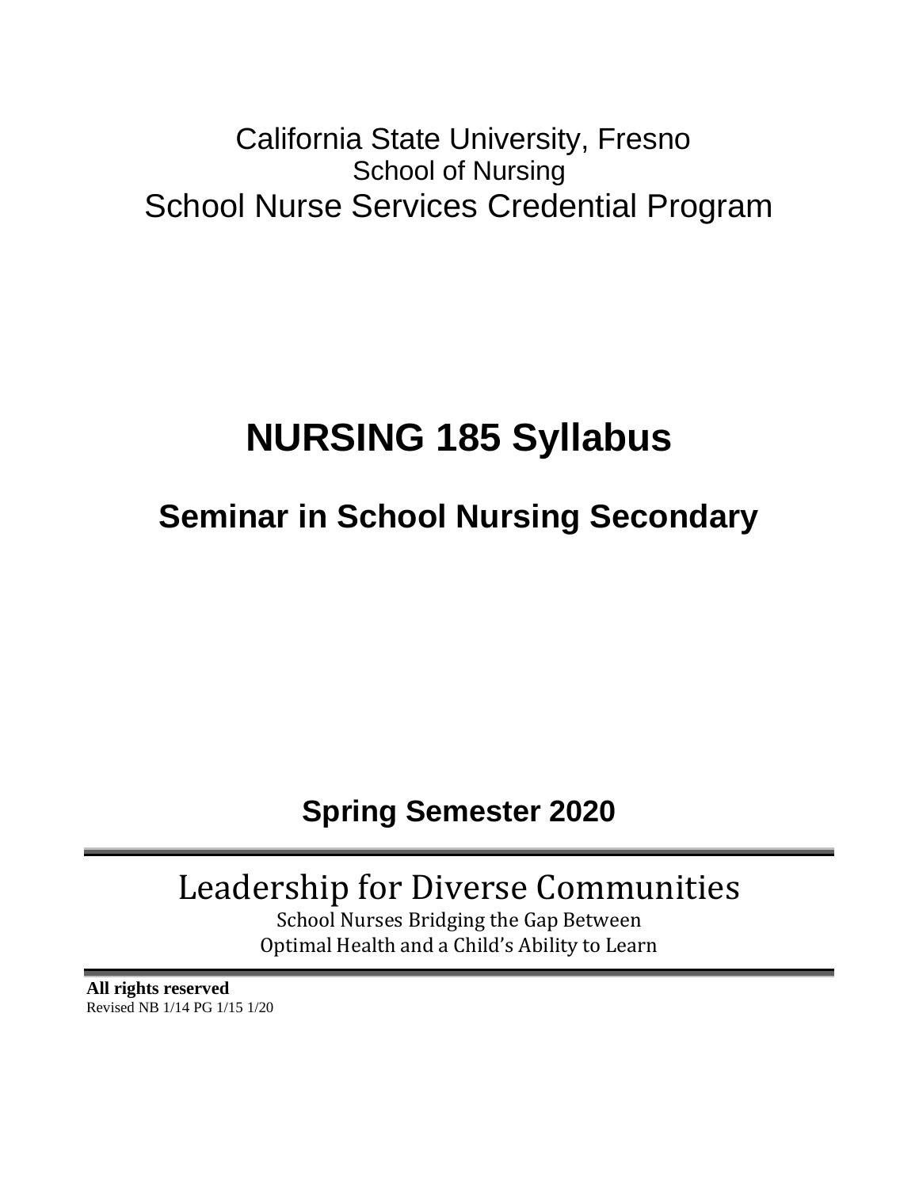California State University, Fresno
School of Nursing
School Nurse Services Credential Program

# NURSING 185 Syllabus

## Seminar in School Nursing Secondary

**Spring Semester 2020**

---

Leadership for Diverse Communities

School Nurses Bridging the Gap Between
Optimal Health and a Child's Ability to Learn

---

**All rights reserved**
Revised NB 1/14 PG 1/15 1/20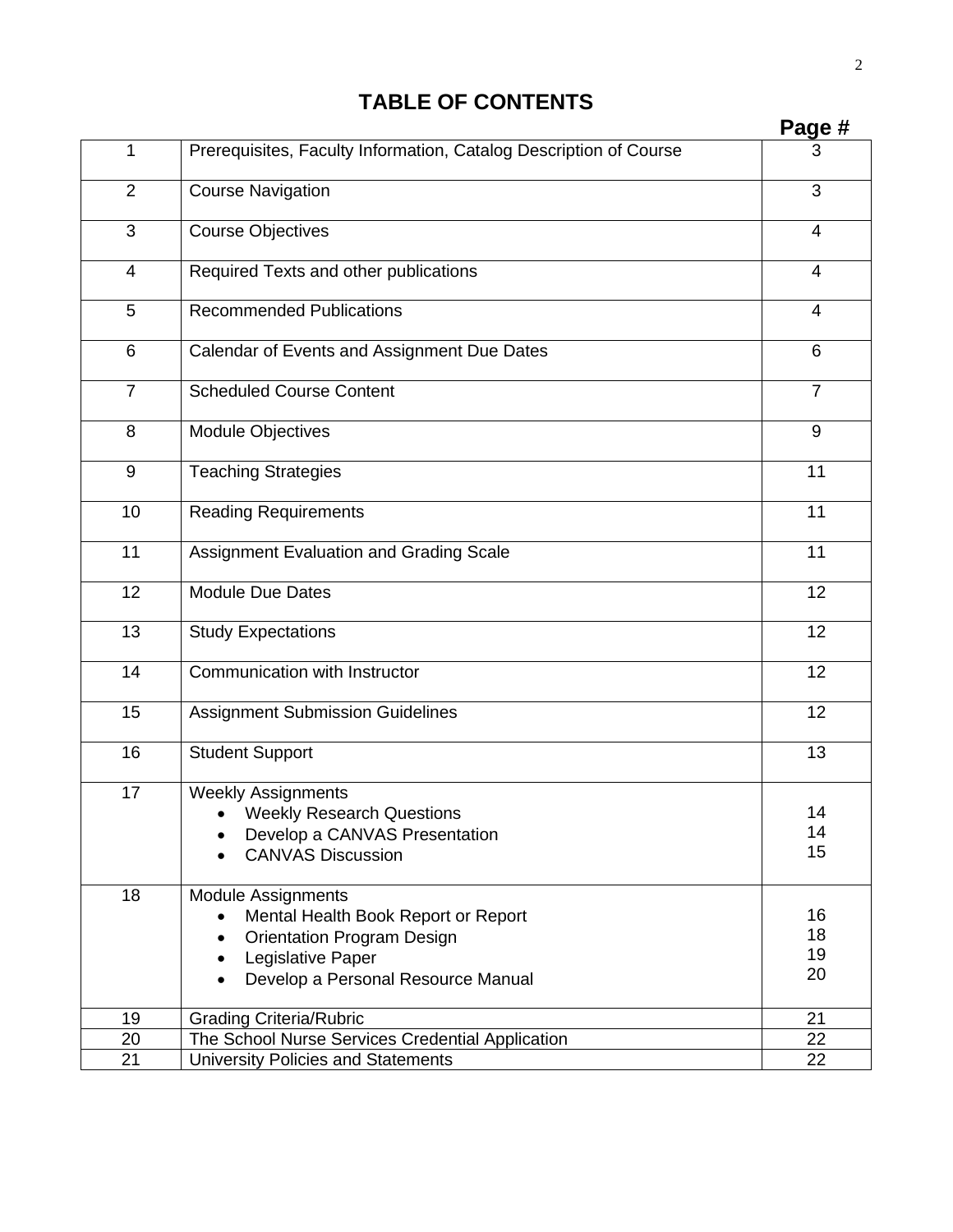# TABLE OF CONTENTS

| | | Page # |
|---|---|---|
| 1 | Prerequisites, Faculty Information, Catalog Description of Course | 3 |
| 2 | Course Navigation | 3 |
| 3 | Course Objectives | 4 |
| 4 | Required Texts and other publications | 4 |
| 5 | Recommended Publications | 4 |
| 6 | Calendar of Events and Assignment Due Dates | 6 |
| 7 | Scheduled Course Content | 7 |
| 8 | Module Objectives | 9 |
| 9 | Teaching Strategies | 11 |
| 10 | Reading Requirements | 11 |
| 11 | Assignment Evaluation and Grading Scale | 11 |
| 12 | Module Due Dates | 12 |
| 13 | Study Expectations | 12 |
| 14 | Communication with Instructor | 12 |
| 15 | Assignment Submission Guidelines | 12 |
| 16 | Student Support | 13 |
| 17 | Weekly Assignments<br>• Weekly Research Questions<br>• Develop a CANVAS Presentation<br>• CANVAS Discussion | <br>14<br>14<br>15 |
| 18 | Module Assignments<br>• Mental Health Book Report or Report<br>• Orientation Program Design<br>• Legislative Paper<br>• Develop a Personal Resource Manual | <br>16<br>18<br>19<br>20 |
| 19 | Grading Criteria/Rubric | 21 |
| 20 | The School Nurse Services Credential Application | 22 |
| 21 | University Policies and Statements | 22 |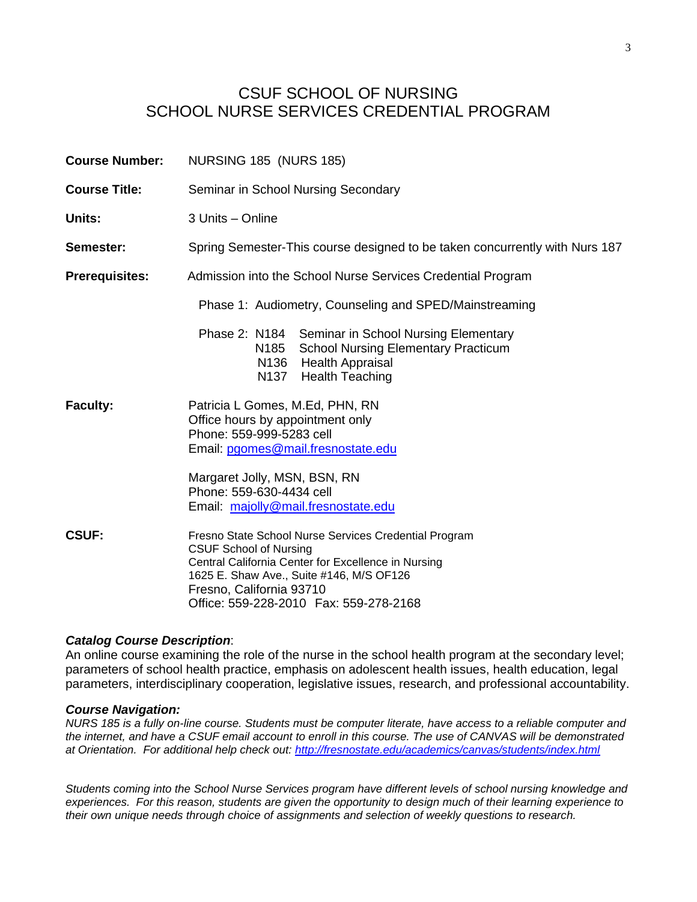# CSUF SCHOOL OF NURSING
# SCHOOL NURSE SERVICES CREDENTIAL PROGRAM

**Course Number:** NURSING 185 (NURS 185)

**Course Title:** Seminar in School Nursing Secondary

**Units:** 3 Units – Online

**Semester:** Spring Semester-This course designed to be taken concurrently with Nurs 187

**Prerequisites:** Admission into the School Nurse Services Credential Program

Phase 1: Audiometry, Counseling and SPED/Mainstreaming

Phase 2: N184 Seminar in School Nursing Elementary
N185 School Nursing Elementary Practicum
N136 Health Appraisal
N137 Health Teaching

**Faculty:** Patricia L Gomes, M.Ed, PHN, RN
Office hours by appointment only
Phone: 559-999-5283 cell
Email: pgomes@mail.fresnostate.edu

Margaret Jolly, MSN, BSN, RN
Phone: 559-630-4434 cell
Email: majolly@mail.fresnostate.edu

**CSUF:** Fresno State School Nurse Services Credential Program
CSUF School of Nursing
Central California Center for Excellence in Nursing
1625 E. Shaw Ave., Suite #146, M/S OF126
Fresno, California 93710
Office: 559-228-2010 Fax: 559-278-2168

***Catalog Course Description***:
An online course examining the role of the nurse in the school health program at the secondary level; parameters of school health practice, emphasis on adolescent health issues, health education, legal parameters, interdisciplinary cooperation, legislative issues, research, and professional accountability.

***Course Navigation:***
*NURS 185 is a fully on-line course. Students must be computer literate, have access to a reliable computer and the internet, and have a CSUF email account to enroll in this course. The use of CANVAS will be demonstrated at Orientation. For additional help check out: http://fresnostate.edu/academics/canvas/students/index.html*

*Students coming into the School Nurse Services program have different levels of school nursing knowledge and experiences. For this reason, students are given the opportunity to design much of their learning experience to their own unique needs through choice of assignments and selection of weekly questions to research.*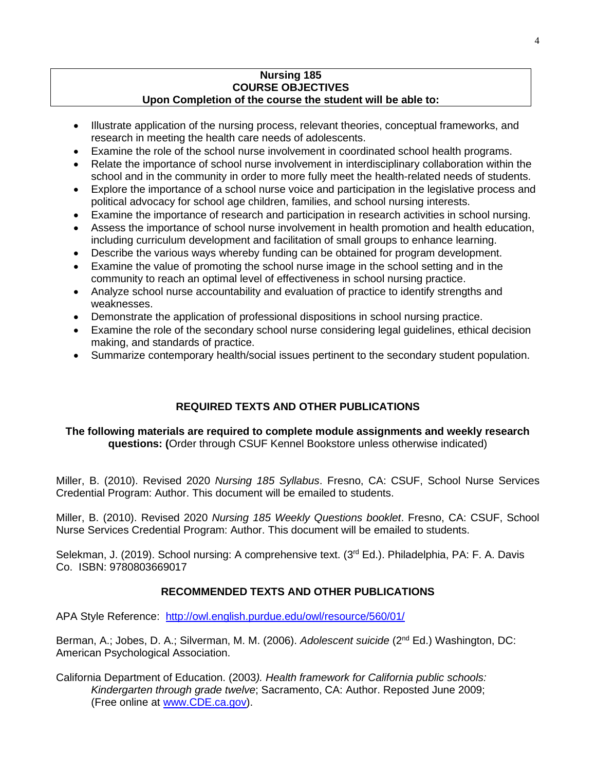**Nursing 185**
**COURSE OBJECTIVES**
**Upon Completion of the course the student will be able to:**

- Illustrate application of the nursing process, relevant theories, conceptual frameworks, and research in meeting the health care needs of adolescents.
- Examine the role of the school nurse involvement in coordinated school health programs.
- Relate the importance of school nurse involvement in interdisciplinary collaboration within the school and in the community in order to more fully meet the health-related needs of students.
- Explore the importance of a school nurse voice and participation in the legislative process and political advocacy for school age children, families, and school nursing interests.
- Examine the importance of research and participation in research activities in school nursing.
- Assess the importance of school nurse involvement in health promotion and health education, including curriculum development and facilitation of small groups to enhance learning.
- Describe the various ways whereby funding can be obtained for program development.
- Examine the value of promoting the school nurse image in the school setting and in the community to reach an optimal level of effectiveness in school nursing practice.
- Analyze school nurse accountability and evaluation of practice to identify strengths and weaknesses.
- Demonstrate the application of professional dispositions in school nursing practice.
- Examine the role of the secondary school nurse considering legal guidelines, ethical decision making, and standards of practice.
- Summarize contemporary health/social issues pertinent to the secondary student population.

## REQUIRED TEXTS AND OTHER PUBLICATIONS

**The following materials are required to complete module assignments and weekly research questions: (**Order through CSUF Kennel Bookstore unless otherwise indicated)

Miller, B. (2010). Revised 2020 *Nursing 185 Syllabus*. Fresno, CA: CSUF, School Nurse Services Credential Program: Author. This document will be emailed to students.

Miller, B. (2010). Revised 2020 *Nursing 185 Weekly Questions booklet*. Fresno, CA: CSUF, School Nurse Services Credential Program: Author. This document will be emailed to students.

Selekman, J. (2019). School nursing: A comprehensive text. (3rd Ed.). Philadelphia, PA: F. A. Davis Co. ISBN: 9780803669017

## RECOMMENDED TEXTS AND OTHER PUBLICATIONS

APA Style Reference: http://owl.english.purdue.edu/owl/resource/560/01/

Berman, A.; Jobes, D. A.; Silverman, M. M. (2006). *Adolescent suicide* (2nd Ed.) Washington, DC: American Psychological Association.

California Department of Education. (2003*). Health framework for California public schools: Kindergarten through grade twelve*; Sacramento, CA: Author. Reposted June 2009; (Free online at www.CDE.ca.gov).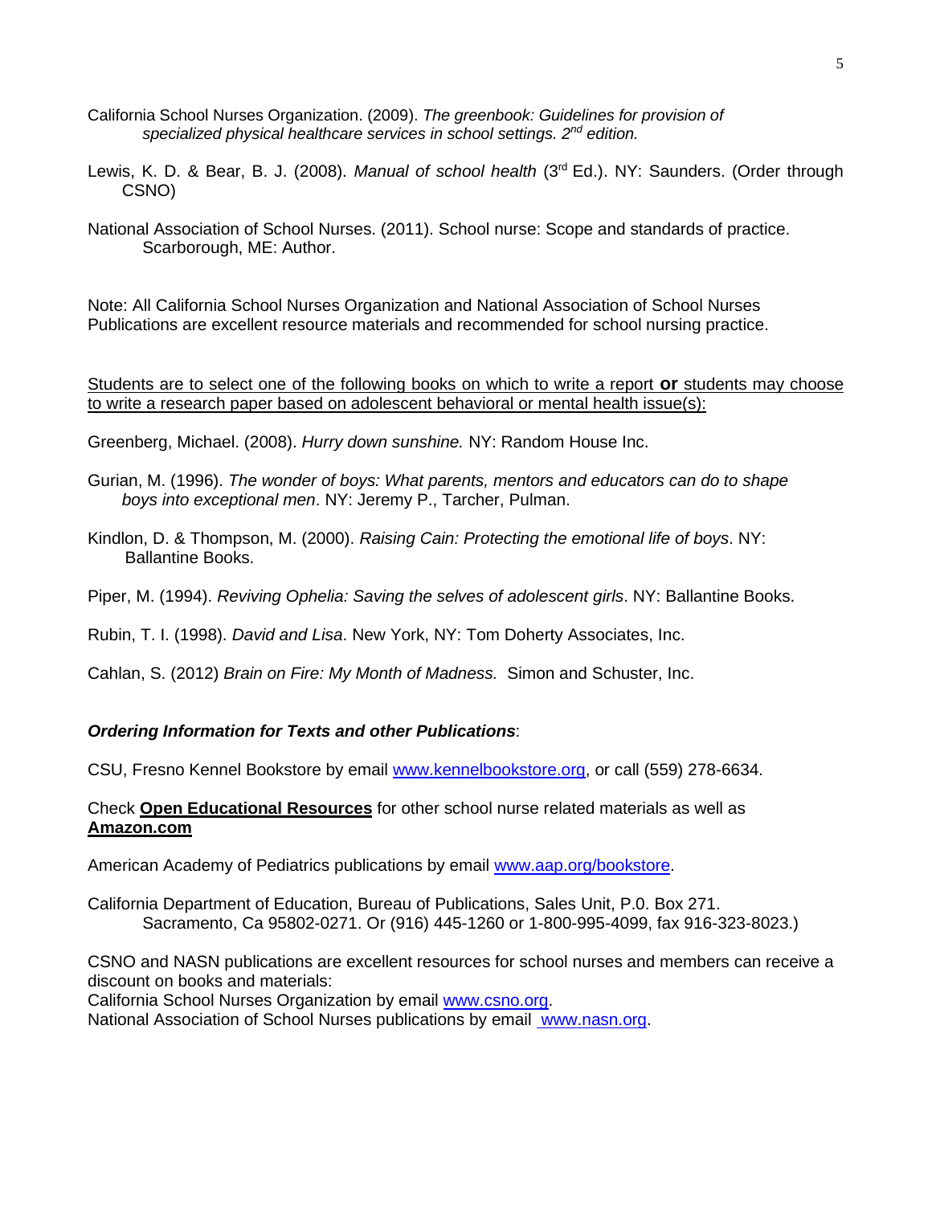California School Nurses Organization. (2009). *The greenbook: Guidelines for provision of specialized physical healthcare services in school settings. 2nd edition.*

Lewis, K. D. & Bear, B. J. (2008). *Manual of school health* (3rd Ed.). NY: Saunders. (Order through CSNO)

National Association of School Nurses. (2011). School nurse: Scope and standards of practice. Scarborough, ME: Author.

Note: All California School Nurses Organization and National Association of School Nurses Publications are excellent resource materials and recommended for school nursing practice.

<u>Students are to select one of the following books on which to write a report **or** students may choose to write a research paper based on adolescent behavioral or mental health issue(s):</u>

Greenberg, Michael. (2008). *Hurry down sunshine.* NY: Random House Inc.

Gurian, M. (1996). *The wonder of boys: What parents, mentors and educators can do to shape boys into exceptional men*. NY: Jeremy P., Tarcher, Pulman.

Kindlon, D. & Thompson, M. (2000). *Raising Cain: Protecting the emotional life of boys*. NY: Ballantine Books.

Piper, M. (1994). *Reviving Ophelia: Saving the selves of adolescent girls*. NY: Ballantine Books.

Rubin, T. I. (1998). *David and Lisa*. New York, NY: Tom Doherty Associates, Inc.

Cahlan, S. (2012) *Brain on Fire: My Month of Madness.* Simon and Schuster, Inc.

***Ordering Information for Texts and other Publications***:

CSU, Fresno Kennel Bookstore by email www.kennelbookstore.org, or call (559) 278-6634.

Check **Open Educational Resources** for other school nurse related materials as well as **Amazon.com**

American Academy of Pediatrics publications by email www.aap.org/bookstore.

California Department of Education, Bureau of Publications, Sales Unit, P.0. Box 271. Sacramento, Ca 95802-0271. Or (916) 445-1260 or 1-800-995-4099, fax 916-323-8023.)

CSNO and NASN publications are excellent resources for school nurses and members can receive a discount on books and materials:
California School Nurses Organization by email www.csno.org.
National Association of School Nurses publications by email www.nasn.org.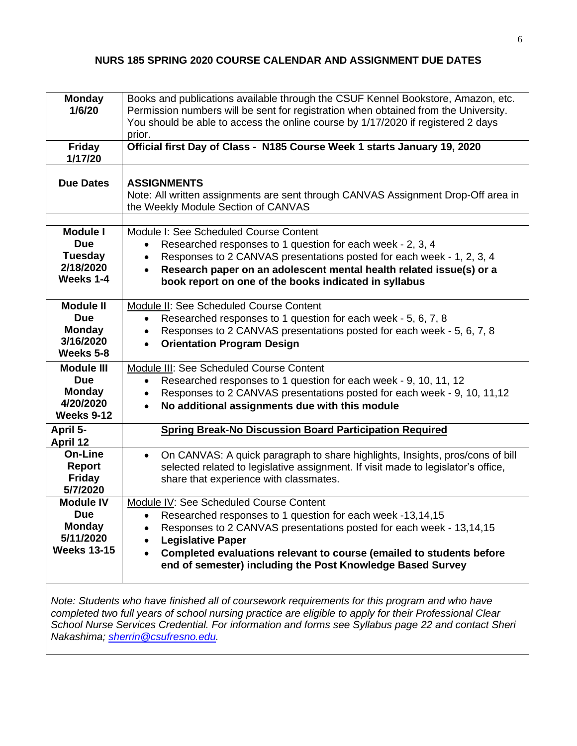**NURS 185 SPRING 2020 COURSE CALENDAR AND ASSIGNMENT DUE DATES**

| | |
|---|---|
| **Monday 1/6/20** | Books and publications available through the CSUF Kennel Bookstore, Amazon, etc. Permission numbers will be sent for registration when obtained from the University. You should be able to access the online course by 1/17/2020 if registered 2 days prior. |
| **Friday 1/17/20** | **Official first Day of Class - N185 Course Week 1 starts January 19, 2020** |
| **Due Dates** | **ASSIGNMENTS**<br>Note: All written assignments are sent through CANVAS Assignment Drop-Off area in the Weekly Module Section of CANVAS |
| | |
| **Module I Due Tuesday 2/18/2020 Weeks 1-4** | Module I: See Scheduled Course Content<br>• Researched responses to 1 question for each week - 2, 3, 4<br>• Responses to 2 CANVAS presentations posted for each week - 1, 2, 3, 4<br>• **Research paper on an adolescent mental health related issue(s) or a book report on one of the books indicated in syllabus** |
| **Module II Due Monday 3/16/2020 Weeks 5-8** | Module II: See Scheduled Course Content<br>• Researched responses to 1 question for each week - 5, 6, 7, 8<br>• Responses to 2 CANVAS presentations posted for each week - 5, 6, 7, 8<br>• **Orientation Program Design** |
| **Module III Due Monday 4/20/2020 Weeks 9-12** | Module III: See Scheduled Course Content<br>• Researched responses to 1 question for each week - 9, 10, 11, 12<br>• Responses to 2 CANVAS presentations posted for each week - 9, 10, 11,12<br>• **No additional assignments due with this module** |
| **April 5- April 12** | **Spring Break-No Discussion Board Participation Required** |
| **On-Line Report Friday 5/7/2020** | • On CANVAS: A quick paragraph to share highlights, Insights, pros/cons of bill selected related to legislative assignment. If visit made to legislator's office, share that experience with classmates. |
| **Module IV Due Monday 5/11/2020 Weeks 13-15** | Module IV: See Scheduled Course Content<br>• Researched responses to 1 question for each week -13,14,15<br>• Responses to 2 CANVAS presentations posted for each week - 13,14,15<br>• **Legislative Paper**<br>• **Completed evaluations relevant to course (emailed to students before end of semester) including the Post Knowledge Based Survey** |

*Note: Students who have finished all of coursework requirements for this program and who have completed two full years of school nursing practice are eligible to apply for their Professional Clear School Nurse Services Credential. For information and forms see Syllabus page 22 and contact Sheri Nakashima; sherrin@csufresno.edu.*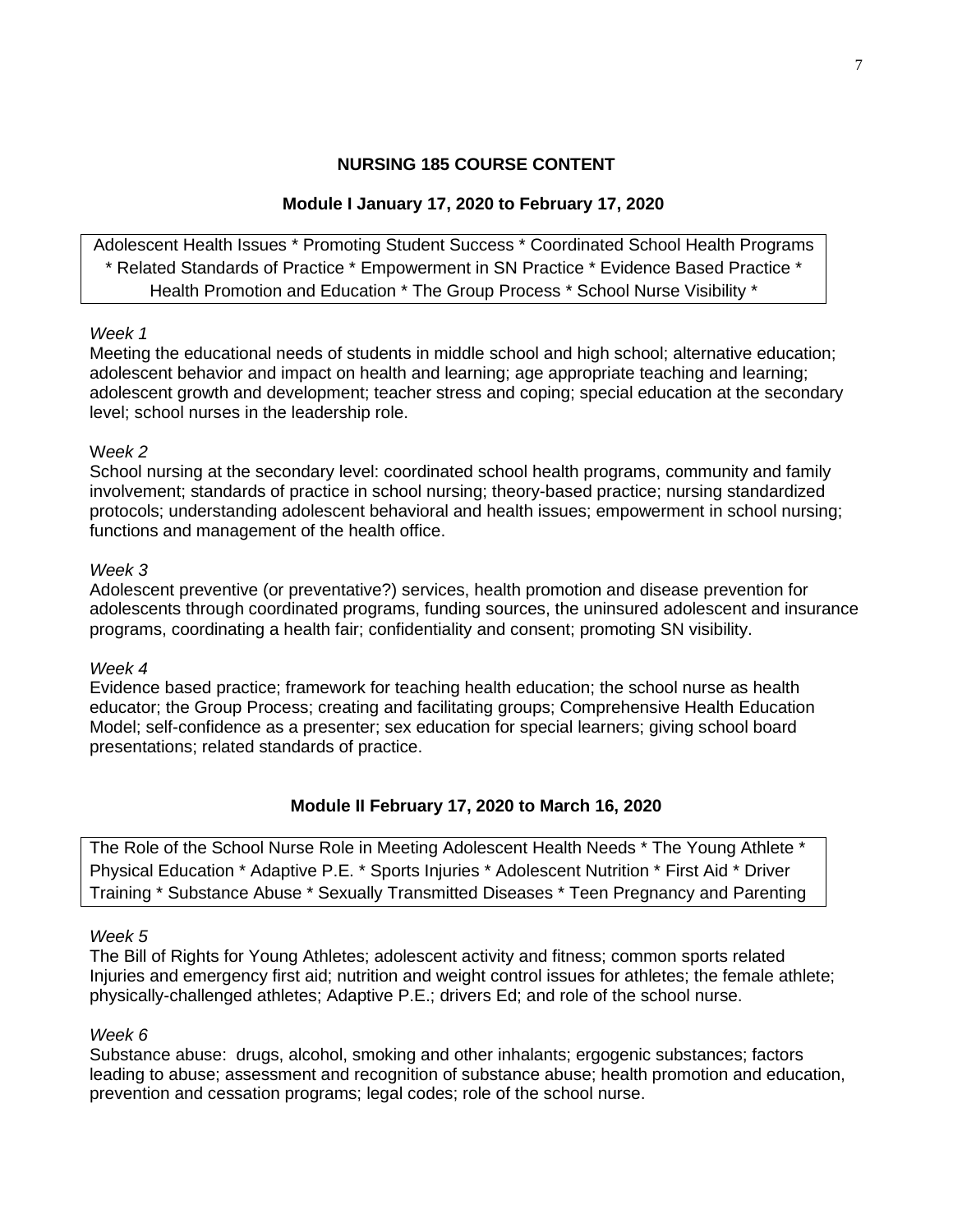## NURSING 185 COURSE CONTENT

### Module I January 17, 2020 to February 17, 2020

Adolescent Health Issues * Promoting Student Success * Coordinated School Health Programs * Related Standards of Practice * Empowerment in SN Practice * Evidence Based Practice * Health Promotion and Education * The Group Process * School Nurse Visibility *

*Week 1*

Meeting the educational needs of students in middle school and high school; alternative education; adolescent behavior and impact on health and learning; age appropriate teaching and learning; adolescent growth and development; teacher stress and coping; special education at the secondary level; school nurses in the leadership role.

W*eek 2*

School nursing at the secondary level: coordinated school health programs, community and family involvement; standards of practice in school nursing; theory-based practice; nursing standardized protocols; understanding adolescent behavioral and health issues; empowerment in school nursing; functions and management of the health office.

*Week 3*

Adolescent preventive (or preventative?) services, health promotion and disease prevention for adolescents through coordinated programs, funding sources, the uninsured adolescent and insurance programs, coordinating a health fair; confidentiality and consent; promoting SN visibility.

*Week 4*

Evidence based practice; framework for teaching health education; the school nurse as health educator; the Group Process; creating and facilitating groups; Comprehensive Health Education Model; self-confidence as a presenter; sex education for special learners; giving school board presentations; related standards of practice.

### Module II February 17, 2020 to March 16, 2020

The Role of the School Nurse Role in Meeting Adolescent Health Needs * The Young Athlete * Physical Education * Adaptive P.E. * Sports Injuries * Adolescent Nutrition * First Aid * Driver Training * Substance Abuse * Sexually Transmitted Diseases * Teen Pregnancy and Parenting

*Week 5*

The Bill of Rights for Young Athletes; adolescent activity and fitness; common sports related Injuries and emergency first aid; nutrition and weight control issues for athletes; the female athlete; physically-challenged athletes; Adaptive P.E.; drivers Ed; and role of the school nurse.

*Week 6*

Substance abuse: drugs, alcohol, smoking and other inhalants; ergogenic substances; factors leading to abuse; assessment and recognition of substance abuse; health promotion and education, prevention and cessation programs; legal codes; role of the school nurse.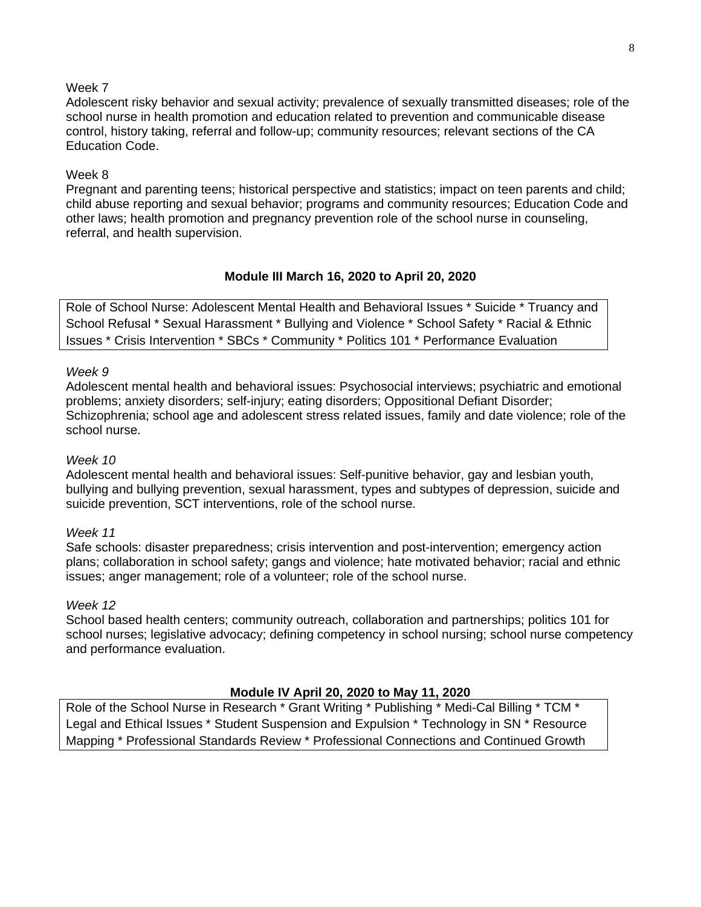Week 7

Adolescent risky behavior and sexual activity; prevalence of sexually transmitted diseases; role of the school nurse in health promotion and education related to prevention and communicable disease control, history taking, referral and follow-up; community resources; relevant sections of the CA Education Code.

Week 8

Pregnant and parenting teens; historical perspective and statistics; impact on teen parents and child; child abuse reporting and sexual behavior; programs and community resources; Education Code and other laws; health promotion and pregnancy prevention role of the school nurse in counseling, referral, and health supervision.

## Module III March 16, 2020 to April 20, 2020

Role of School Nurse: Adolescent Mental Health and Behavioral Issues * Suicide * Truancy and School Refusal * Sexual Harassment * Bullying and Violence * School Safety * Racial & Ethnic Issues * Crisis Intervention * SBCs * Community * Politics 101 * Performance Evaluation

*Week 9*

Adolescent mental health and behavioral issues: Psychosocial interviews; psychiatric and emotional problems; anxiety disorders; self-injury; eating disorders; Oppositional Defiant Disorder; Schizophrenia; school age and adolescent stress related issues, family and date violence; role of the school nurse.

*Week 10*

Adolescent mental health and behavioral issues: Self-punitive behavior, gay and lesbian youth, bullying and bullying prevention, sexual harassment, types and subtypes of depression, suicide and suicide prevention, SCT interventions, role of the school nurse.

*Week 11*

Safe schools: disaster preparedness; crisis intervention and post-intervention; emergency action plans; collaboration in school safety; gangs and violence; hate motivated behavior; racial and ethnic issues; anger management; role of a volunteer; role of the school nurse.

*Week 12*

School based health centers; community outreach, collaboration and partnerships; politics 101 for school nurses; legislative advocacy; defining competency in school nursing; school nurse competency and performance evaluation.

## Module IV April 20, 2020 to May 11, 2020

Role of the School Nurse in Research * Grant Writing * Publishing * Medi-Cal Billing * TCM * Legal and Ethical Issues * Student Suspension and Expulsion * Technology in SN * Resource Mapping * Professional Standards Review * Professional Connections and Continued Growth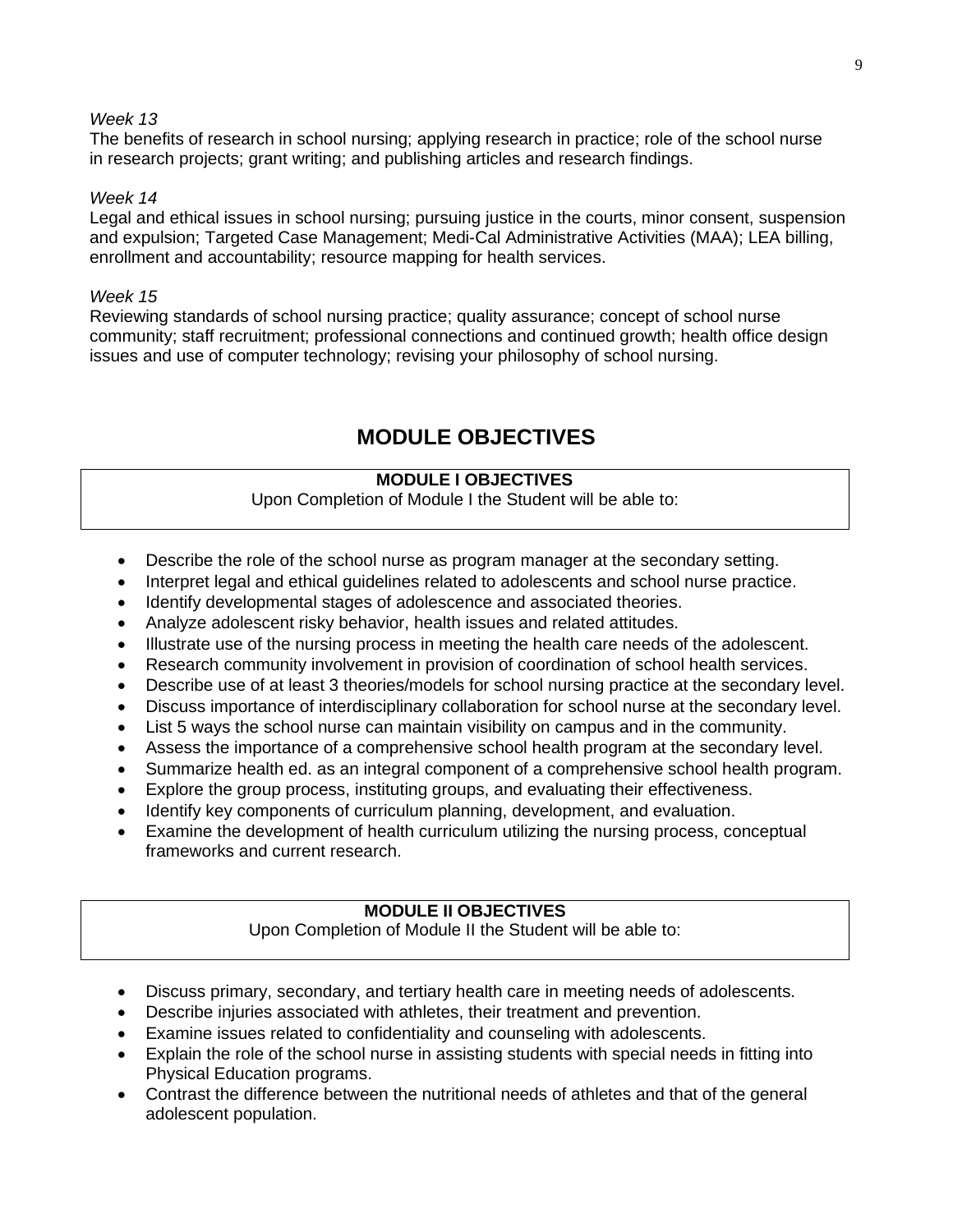*Week 13*

The benefits of research in school nursing; applying research in practice; role of the school nurse in research projects; grant writing; and publishing articles and research findings.

*Week 14*

Legal and ethical issues in school nursing; pursuing justice in the courts, minor consent, suspension and expulsion; Targeted Case Management; Medi-Cal Administrative Activities (MAA); LEA billing, enrollment and accountability; resource mapping for health services.

*Week 15*

Reviewing standards of school nursing practice; quality assurance; concept of school nurse community; staff recruitment; professional connections and continued growth; health office design issues and use of computer technology; revising your philosophy of school nursing.

# MODULE OBJECTIVES

## MODULE I OBJECTIVES

Upon Completion of Module I the Student will be able to:

- Describe the role of the school nurse as program manager at the secondary setting.
- Interpret legal and ethical guidelines related to adolescents and school nurse practice.
- Identify developmental stages of adolescence and associated theories.
- Analyze adolescent risky behavior, health issues and related attitudes.
- Illustrate use of the nursing process in meeting the health care needs of the adolescent.
- Research community involvement in provision of coordination of school health services.
- Describe use of at least 3 theories/models for school nursing practice at the secondary level.
- Discuss importance of interdisciplinary collaboration for school nurse at the secondary level.
- List 5 ways the school nurse can maintain visibility on campus and in the community.
- Assess the importance of a comprehensive school health program at the secondary level.
- Summarize health ed. as an integral component of a comprehensive school health program.
- Explore the group process, instituting groups, and evaluating their effectiveness.
- Identify key components of curriculum planning, development, and evaluation.
- Examine the development of health curriculum utilizing the nursing process, conceptual frameworks and current research.

## MODULE II OBJECTIVES

Upon Completion of Module II the Student will be able to:

- Discuss primary, secondary, and tertiary health care in meeting needs of adolescents.
- Describe injuries associated with athletes, their treatment and prevention.
- Examine issues related to confidentiality and counseling with adolescents.
- Explain the role of the school nurse in assisting students with special needs in fitting into Physical Education programs.
- Contrast the difference between the nutritional needs of athletes and that of the general adolescent population.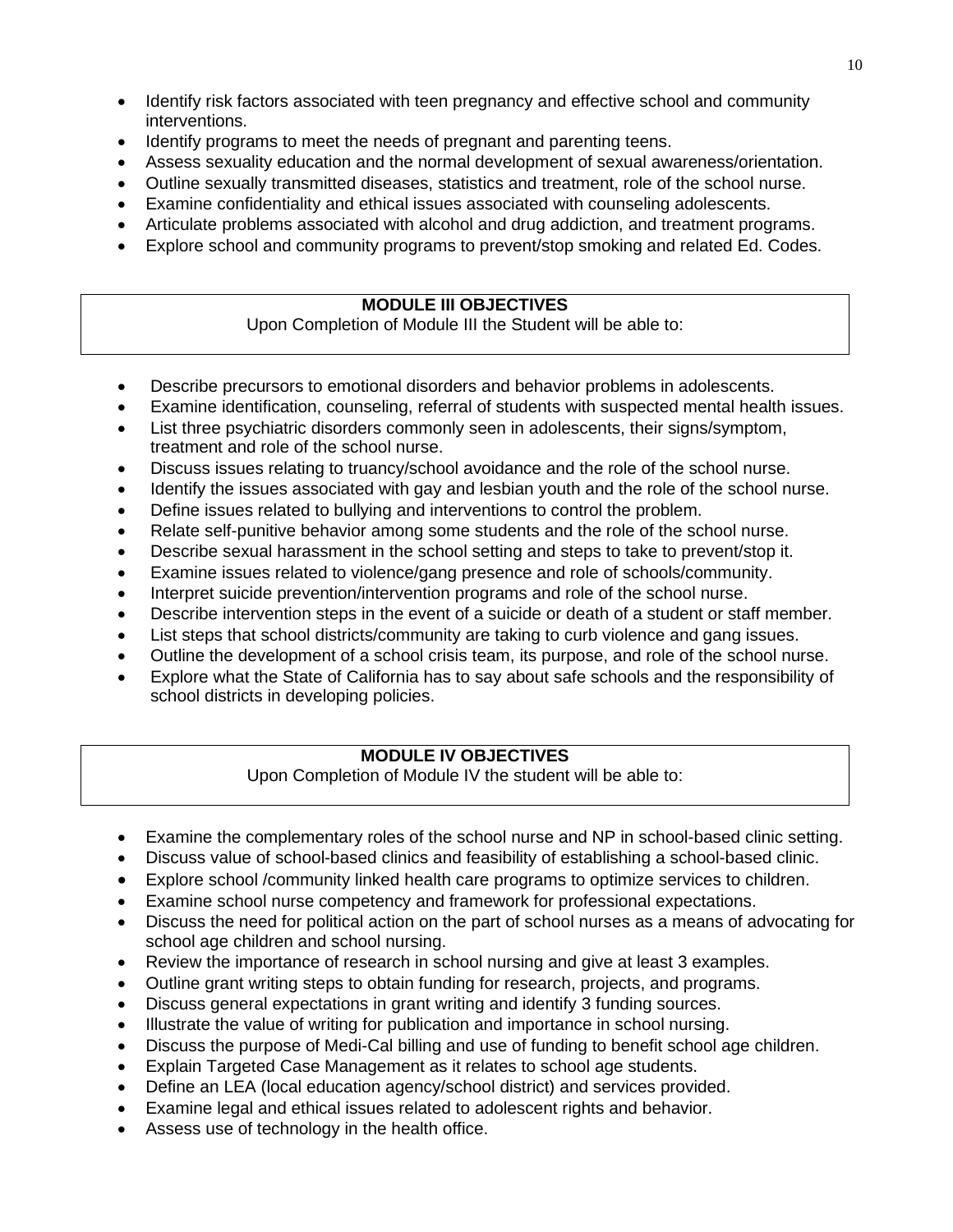- Identify risk factors associated with teen pregnancy and effective school and community interventions.
- Identify programs to meet the needs of pregnant and parenting teens.
- Assess sexuality education and the normal development of sexual awareness/orientation.
- Outline sexually transmitted diseases, statistics and treatment, role of the school nurse.
- Examine confidentiality and ethical issues associated with counseling adolescents.
- Articulate problems associated with alcohol and drug addiction, and treatment programs.
- Explore school and community programs to prevent/stop smoking and related Ed. Codes.

**MODULE III OBJECTIVES**

Upon Completion of Module III the Student will be able to:

- Describe precursors to emotional disorders and behavior problems in adolescents.
- Examine identification, counseling, referral of students with suspected mental health issues.
- List three psychiatric disorders commonly seen in adolescents, their signs/symptom, treatment and role of the school nurse.
- Discuss issues relating to truancy/school avoidance and the role of the school nurse.
- Identify the issues associated with gay and lesbian youth and the role of the school nurse.
- Define issues related to bullying and interventions to control the problem.
- Relate self-punitive behavior among some students and the role of the school nurse.
- Describe sexual harassment in the school setting and steps to take to prevent/stop it.
- Examine issues related to violence/gang presence and role of schools/community.
- Interpret suicide prevention/intervention programs and role of the school nurse.
- Describe intervention steps in the event of a suicide or death of a student or staff member.
- List steps that school districts/community are taking to curb violence and gang issues.
- Outline the development of a school crisis team, its purpose, and role of the school nurse.
- Explore what the State of California has to say about safe schools and the responsibility of school districts in developing policies.

**MODULE IV OBJECTIVES**

Upon Completion of Module IV the student will be able to:

- Examine the complementary roles of the school nurse and NP in school-based clinic setting.
- Discuss value of school-based clinics and feasibility of establishing a school-based clinic.
- Explore school /community linked health care programs to optimize services to children.
- Examine school nurse competency and framework for professional expectations.
- Discuss the need for political action on the part of school nurses as a means of advocating for school age children and school nursing.
- Review the importance of research in school nursing and give at least 3 examples.
- Outline grant writing steps to obtain funding for research, projects, and programs.
- Discuss general expectations in grant writing and identify 3 funding sources.
- Illustrate the value of writing for publication and importance in school nursing.
- Discuss the purpose of Medi-Cal billing and use of funding to benefit school age children.
- Explain Targeted Case Management as it relates to school age students.
- Define an LEA (local education agency/school district) and services provided.
- Examine legal and ethical issues related to adolescent rights and behavior.
- Assess use of technology in the health office.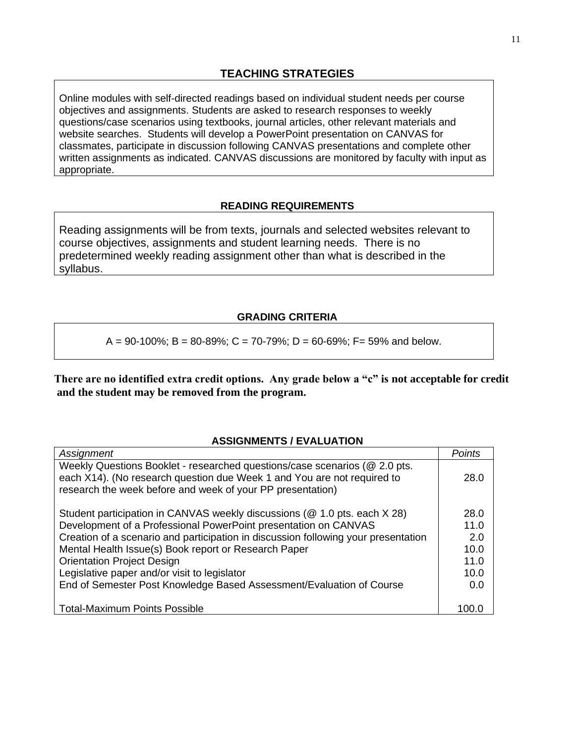## TEACHING STRATEGIES

Online modules with self-directed readings based on individual student needs per course objectives and assignments. Students are asked to research responses to weekly questions/case scenarios using textbooks, journal articles, other relevant materials and website searches. Students will develop a PowerPoint presentation on CANVAS for classmates, participate in discussion following CANVAS presentations and complete other written assignments as indicated. CANVAS discussions are monitored by faculty with input as appropriate.

## READING REQUIREMENTS

Reading assignments will be from texts, journals and selected websites relevant to course objectives, assignments and student learning needs. There is no predetermined weekly reading assignment other than what is described in the syllabus.

## GRADING CRITERIA

A = 90-100%; B = 80-89%; C = 70-79%; D = 60-69%; F= 59% and below.

**There are no identified extra credit options. Any grade below a "c" is not acceptable for credit and the student may be removed from the program.**

## ASSIGNMENTS / EVALUATION

| *Assignment* | *Points* |
|---|---|
| Weekly Questions Booklet - researched questions/case scenarios (@ 2.0 pts. each X14). (No research question due Week 1 and You are not required to research the week before and week of your PP presentation) | 28.0 |
| Student participation in CANVAS weekly discussions (@ 1.0 pts. each X 28) | 28.0 |
| Development of a Professional PowerPoint presentation on CANVAS | 11.0 |
| Creation of a scenario and participation in discussion following your presentation | 2.0 |
| Mental Health Issue(s) Book report or Research Paper | 10.0 |
| Orientation Project Design | 11.0 |
| Legislative paper and/or visit to legislator | 10.0 |
| End of Semester Post Knowledge Based Assessment/Evaluation of Course | 0.0 |
| Total-Maximum Points Possible | 100.0 |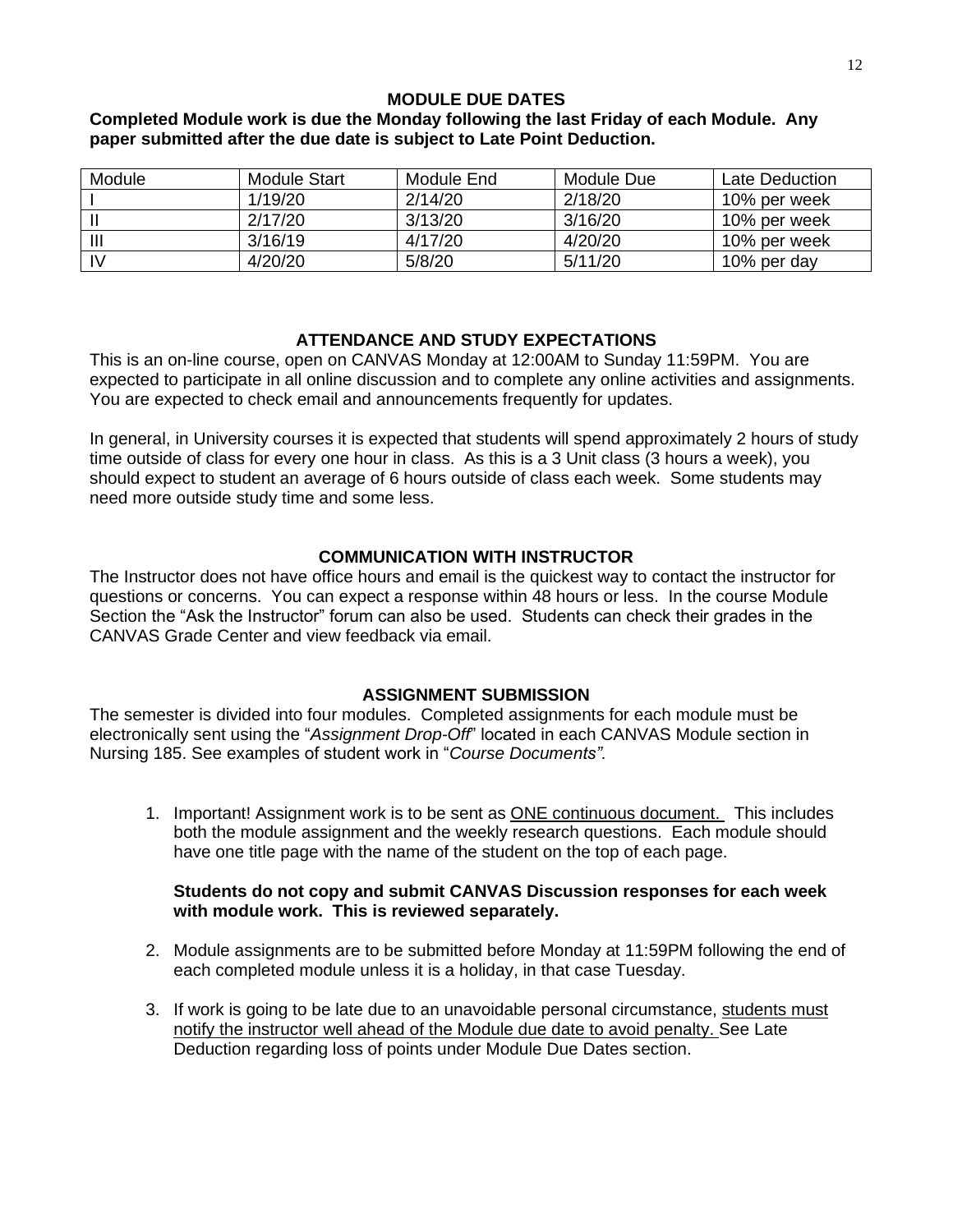## MODULE DUE DATES

**Completed Module work is due the Monday following the last Friday of each Module. Any paper submitted after the due date is subject to Late Point Deduction.**

| Module | Module Start | Module End | Module Due | Late Deduction |
|---|---|---|---|---|
| I | 1/19/20 | 2/14/20 | 2/18/20 | 10% per week |
| II | 2/17/20 | 3/13/20 | 3/16/20 | 10% per week |
| III | 3/16/19 | 4/17/20 | 4/20/20 | 10% per week |
| IV | 4/20/20 | 5/8/20 | 5/11/20 | 10% per day |

## ATTENDANCE AND STUDY EXPECTATIONS

This is an on-line course, open on CANVAS Monday at 12:00AM to Sunday 11:59PM. You are expected to participate in all online discussion and to complete any online activities and assignments. You are expected to check email and announcements frequently for updates.

In general, in University courses it is expected that students will spend approximately 2 hours of study time outside of class for every one hour in class. As this is a 3 Unit class (3 hours a week), you should expect to student an average of 6 hours outside of class each week. Some students may need more outside study time and some less.

## COMMUNICATION WITH INSTRUCTOR

The Instructor does not have office hours and email is the quickest way to contact the instructor for questions or concerns. You can expect a response within 48 hours or less. In the course Module Section the "Ask the Instructor" forum can also be used. Students can check their grades in the CANVAS Grade Center and view feedback via email.

## ASSIGNMENT SUBMISSION

The semester is divided into four modules. Completed assignments for each module must be electronically sent using the "*Assignment Drop-Off*" located in each CANVAS Module section in Nursing 185. See examples of student work in "*Course Documents".*

1. Important! Assignment work is to be sent as <u>ONE continuous document.</u> This includes both the module assignment and the weekly research questions. Each module should have one title page with the name of the student on the top of each page.

   **Students do not copy and submit CANVAS Discussion responses for each week with module work. This is reviewed separately.**

2. Module assignments are to be submitted before Monday at 11:59PM following the end of each completed module unless it is a holiday, in that case Tuesday.

3. If work is going to be late due to an unavoidable personal circumstance, <u>students must notify the instructor well ahead of the Module due date to avoid penalty.</u> See Late Deduction regarding loss of points under Module Due Dates section.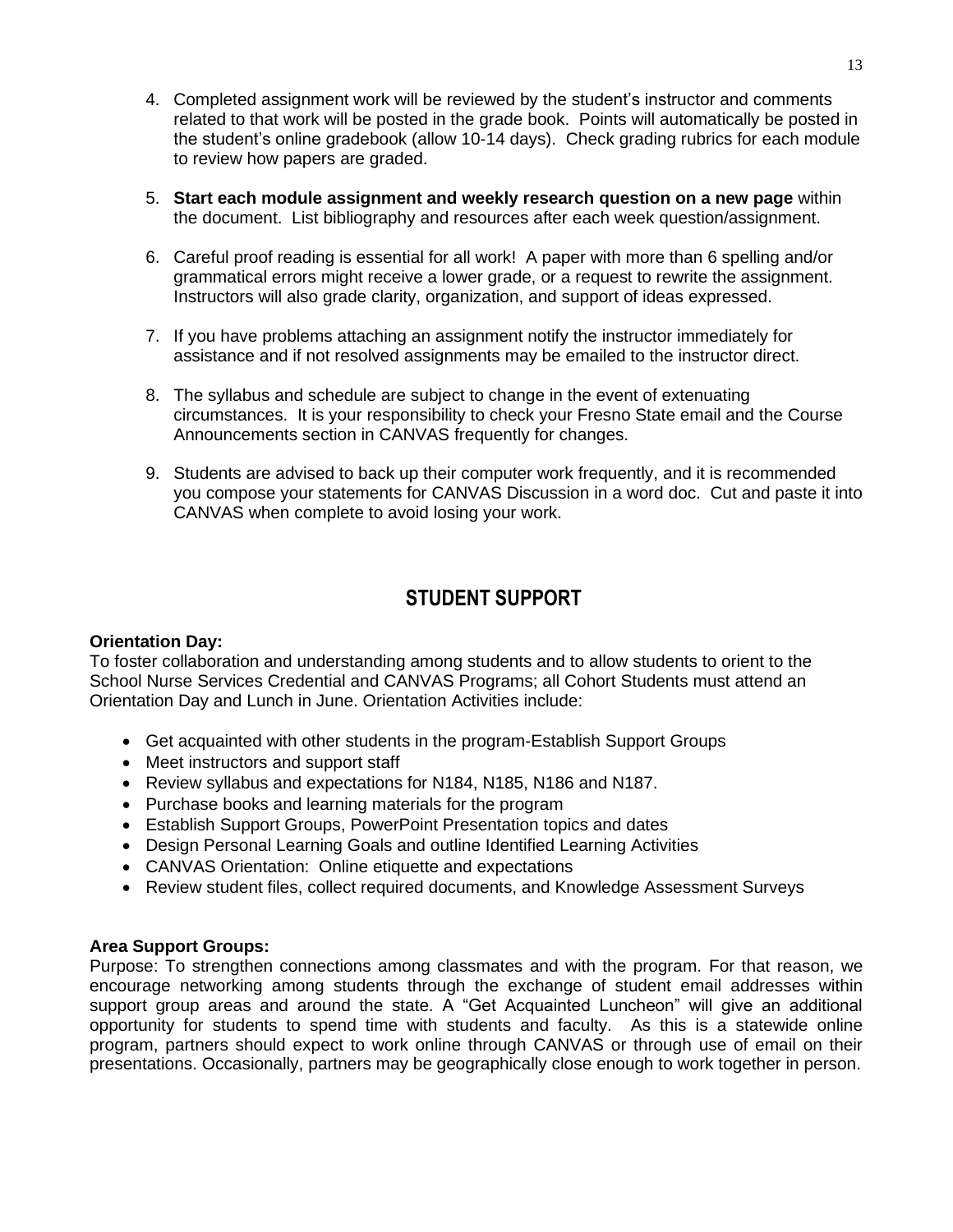4. Completed assignment work will be reviewed by the student's instructor and comments related to that work will be posted in the grade book. Points will automatically be posted in the student's online gradebook (allow 10-14 days). Check grading rubrics for each module to review how papers are graded.

5. **Start each module assignment and weekly research question on a new page** within the document. List bibliography and resources after each week question/assignment.

6. Careful proof reading is essential for all work! A paper with more than 6 spelling and/or grammatical errors might receive a lower grade, or a request to rewrite the assignment. Instructors will also grade clarity, organization, and support of ideas expressed.

7. If you have problems attaching an assignment notify the instructor immediately for assistance and if not resolved assignments may be emailed to the instructor direct.

8. The syllabus and schedule are subject to change in the event of extenuating circumstances. It is your responsibility to check your Fresno State email and the Course Announcements section in CANVAS frequently for changes.

9. Students are advised to back up their computer work frequently, and it is recommended you compose your statements for CANVAS Discussion in a word doc. Cut and paste it into CANVAS when complete to avoid losing your work.

## STUDENT SUPPORT

**Orientation Day:**

To foster collaboration and understanding among students and to allow students to orient to the School Nurse Services Credential and CANVAS Programs; all Cohort Students must attend an Orientation Day and Lunch in June. Orientation Activities include:

- Get acquainted with other students in the program-Establish Support Groups
- Meet instructors and support staff
- Review syllabus and expectations for N184, N185, N186 and N187.
- Purchase books and learning materials for the program
- Establish Support Groups, PowerPoint Presentation topics and dates
- Design Personal Learning Goals and outline Identified Learning Activities
- CANVAS Orientation: Online etiquette and expectations
- Review student files, collect required documents, and Knowledge Assessment Surveys

**Area Support Groups:**

Purpose: To strengthen connections among classmates and with the program. For that reason, we encourage networking among students through the exchange of student email addresses within support group areas and around the state. A "Get Acquainted Luncheon" will give an additional opportunity for students to spend time with students and faculty. As this is a statewide online program, partners should expect to work online through CANVAS or through use of email on their presentations. Occasionally, partners may be geographically close enough to work together in person.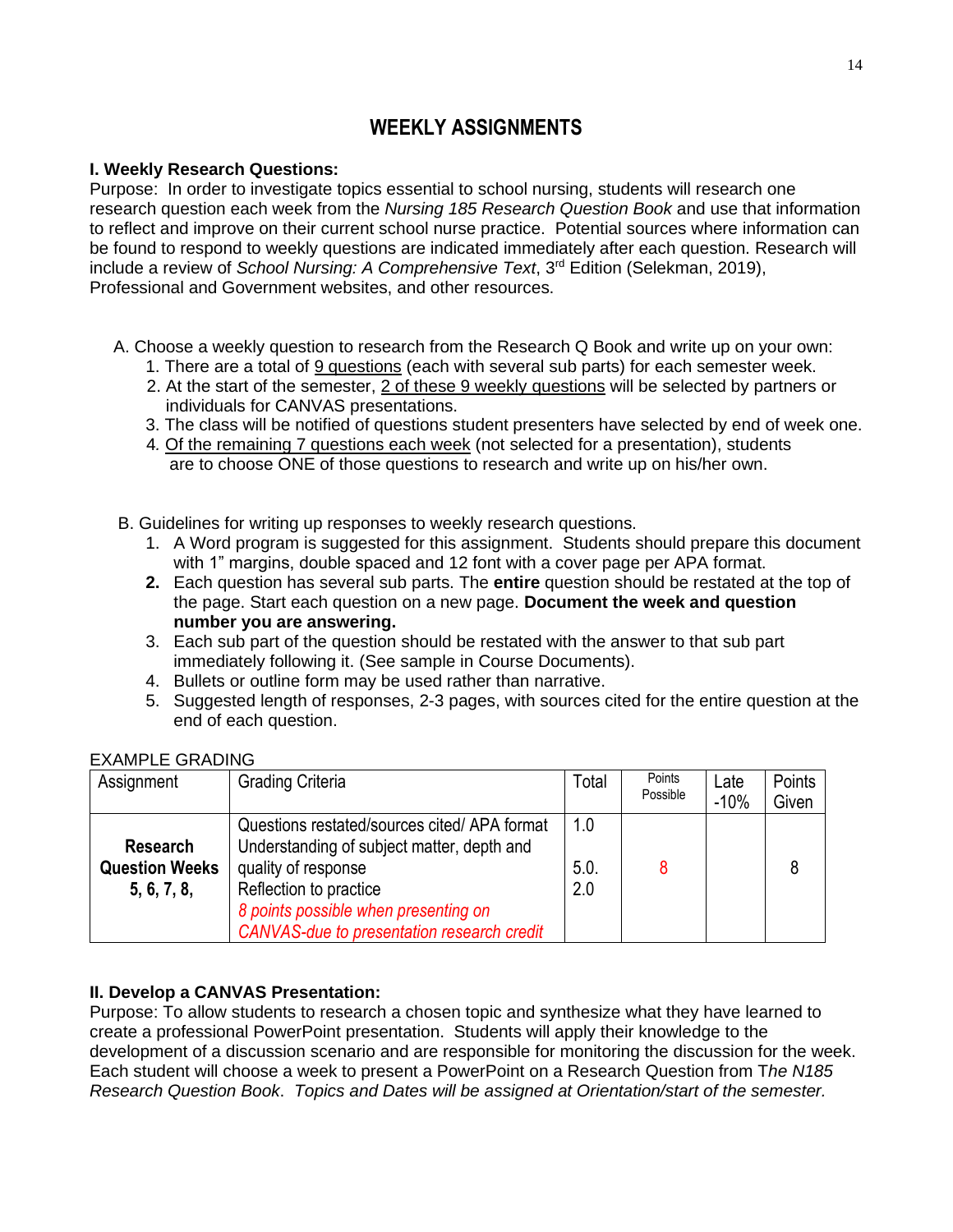## WEEKLY ASSIGNMENTS

**I. Weekly Research Questions:**

Purpose: In order to investigate topics essential to school nursing, students will research one research question each week from the *Nursing 185 Research Question Book* and use that information to reflect and improve on their current school nurse practice. Potential sources where information can be found to respond to weekly questions are indicated immediately after each question. Research will include a review of *School Nursing: A Comprehensive Text*, 3rd Edition (Selekman, 2019), Professional and Government websites, and other resources.

A. Choose a weekly question to research from the Research Q Book and write up on your own:
1. There are a total of 9 questions (each with several sub parts) for each semester week.
2. At the start of the semester, 2 of these 9 weekly questions will be selected by partners or individuals for CANVAS presentations.
3. The class will be notified of questions student presenters have selected by end of week one.
4. Of the remaining 7 questions each week (not selected for a presentation), students are to choose ONE of those questions to research and write up on his/her own.

B. Guidelines for writing up responses to weekly research questions.
1. A Word program is suggested for this assignment. Students should prepare this document with 1" margins, double spaced and 12 font with a cover page per APA format.
2. Each question has several sub parts. The **entire** question should be restated at the top of the page. Start each question on a new page. **Document the week and question number you are answering.**
3. Each sub part of the question should be restated with the answer to that sub part immediately following it. (See sample in Course Documents).
4. Bullets or outline form may be used rather than narrative.
5. Suggested length of responses, 2-3 pages, with sources cited for the entire question at the end of each question.

EXAMPLE GRADING

| Assignment | Grading Criteria | Total | Points Possible | Late -10% | Points Given |
|---|---|---|---|---|---|
| **Research Question Weeks 5, 6, 7, 8,** | Questions restated/sources cited/ APA format<br>Understanding of subject matter, depth and quality of response<br>Reflection to practice<br>*8 points possible when presenting on CANVAS-due to presentation research credit* | 1.0<br>5.0.<br>2.0 | 8 | | 8 |

**II. Develop a CANVAS Presentation:**

Purpose: To allow students to research a chosen topic and synthesize what they have learned to create a professional PowerPoint presentation. Students will apply their knowledge to the development of a discussion scenario and are responsible for monitoring the discussion for the week. Each student will choose a week to present a PowerPoint on a Research Question from T*he N185 Research Question Book*. *Topics and Dates will be assigned at Orientation/start of the semester.*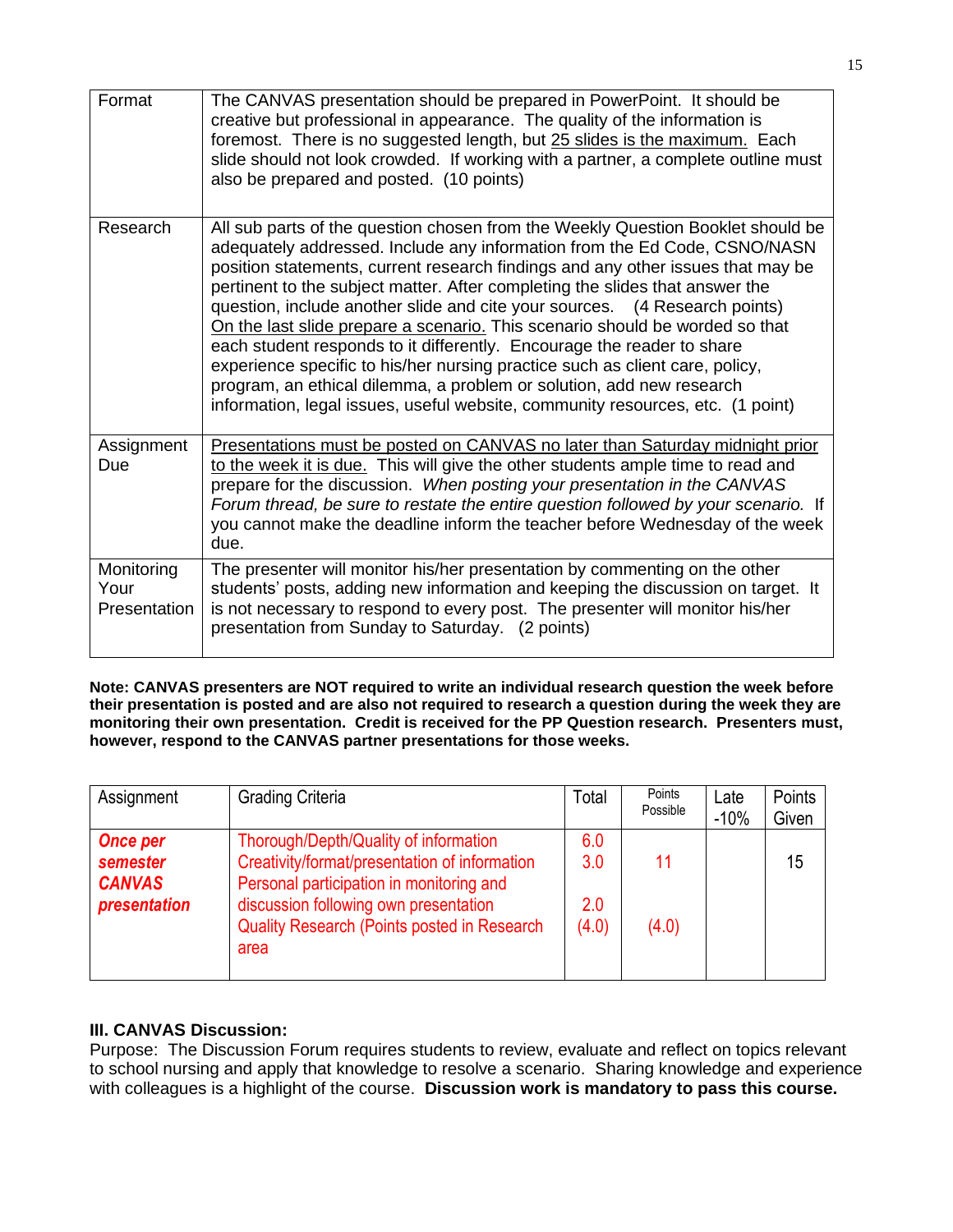| | |
|---|---|
| Format | The CANVAS presentation should be prepared in PowerPoint. It should be creative but professional in appearance. The quality of the information is foremost. There is no suggested length, but 25 slides is the maximum. Each slide should not look crowded. If working with a partner, a complete outline must also be prepared and posted. (10 points) |
| Research | All sub parts of the question chosen from the Weekly Question Booklet should be adequately addressed. Include any information from the Ed Code, CSNO/NASN position statements, current research findings and any other issues that may be pertinent to the subject matter. After completing the slides that answer the question, include another slide and cite your sources. (4 Research points) On the last slide prepare a scenario. This scenario should be worded so that each student responds to it differently. Encourage the reader to share experience specific to his/her nursing practice such as client care, policy, program, an ethical dilemma, a problem or solution, add new research information, legal issues, useful website, community resources, etc. (1 point) |
| Assignment Due | Presentations must be posted on CANVAS no later than Saturday midnight prior to the week it is due. This will give the other students ample time to read and prepare for the discussion. *When posting your presentation in the CANVAS Forum thread, be sure to restate the entire question followed by your scenario.* If you cannot make the deadline inform the teacher before Wednesday of the week due. |
| Monitoring Your Presentation | The presenter will monitor his/her presentation by commenting on the other students' posts, adding new information and keeping the discussion on target. It is not necessary to respond to every post. The presenter will monitor his/her presentation from Sunday to Saturday. (2 points) |

**Note: CANVAS presenters are NOT required to write an individual research question the week before their presentation is posted and are also not required to research a question during the week they are monitoring their own presentation. Credit is received for the PP Question research. Presenters must, however, respond to the CANVAS partner presentations for those weeks.**

| Assignment | Grading Criteria | Total | Points Possible | Late -10% | Points Given |
|---|---|---|---|---|---|
| ***Once per semester CANVAS presentation*** | Thorough/Depth/Quality of information<br>Creativity/format/presentation of information<br>Personal participation in monitoring and discussion following own presentation<br>Quality Research (Points posted in Research area | 6.0<br>3.0<br>2.0<br>(4.0) | 11<br>(4.0) | | 15 |

**III. CANVAS Discussion:**

Purpose: The Discussion Forum requires students to review, evaluate and reflect on topics relevant to school nursing and apply that knowledge to resolve a scenario. Sharing knowledge and experience with colleagues is a highlight of the course. **Discussion work is mandatory to pass this course.**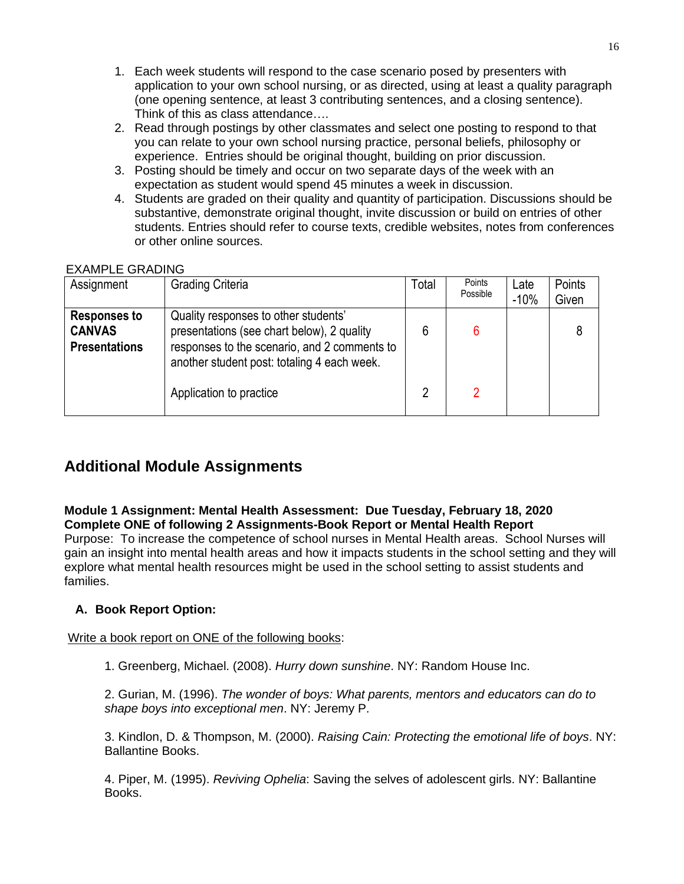1. Each week students will respond to the case scenario posed by presenters with application to your own school nursing, or as directed, using at least a quality paragraph (one opening sentence, at least 3 contributing sentences, and a closing sentence). Think of this as class attendance….
2. Read through postings by other classmates and select one posting to respond to that you can relate to your own school nursing practice, personal beliefs, philosophy or experience. Entries should be original thought, building on prior discussion.
3. Posting should be timely and occur on two separate days of the week with an expectation as student would spend 45 minutes a week in discussion.
4. Students are graded on their quality and quantity of participation. Discussions should be substantive, demonstrate original thought, invite discussion or build on entries of other students. Entries should refer to course texts, credible websites, notes from conferences or other online sources.

EXAMPLE GRADING

| Assignment | Grading Criteria | Total | Points Possible | Late -10% | Points Given |
|---|---|---|---|---|---|
| **Responses to CANVAS Presentations** | Quality responses to other students' presentations (see chart below), 2 quality responses to the scenario, and 2 comments to another student post: totaling 4 each week. | 6 | 6 | | 8 |
| | Application to practice | 2 | 2 | | |

## Additional Module Assignments

**Module 1 Assignment: Mental Health Assessment: Due Tuesday, February 18, 2020**
**Complete ONE of following 2 Assignments-Book Report or Mental Health Report**

Purpose: To increase the competence of school nurses in Mental Health areas. School Nurses will gain an insight into mental health areas and how it impacts students in the school setting and they will explore what mental health resources might be used in the school setting to assist students and families.

### A. Book Report Option:

<u>Write a book report on ONE of the following books</u>:

1. Greenberg, Michael. (2008). *Hurry down sunshine*. NY: Random House Inc.

2. Gurian, M. (1996). *The wonder of boys: What parents, mentors and educators can do to shape boys into exceptional men*. NY: Jeremy P.

3. Kindlon, D. & Thompson, M. (2000). *Raising Cain: Protecting the emotional life of boys*. NY: Ballantine Books.

4. Piper, M. (1995). *Reviving Ophelia*: Saving the selves of adolescent girls. NY: Ballantine Books.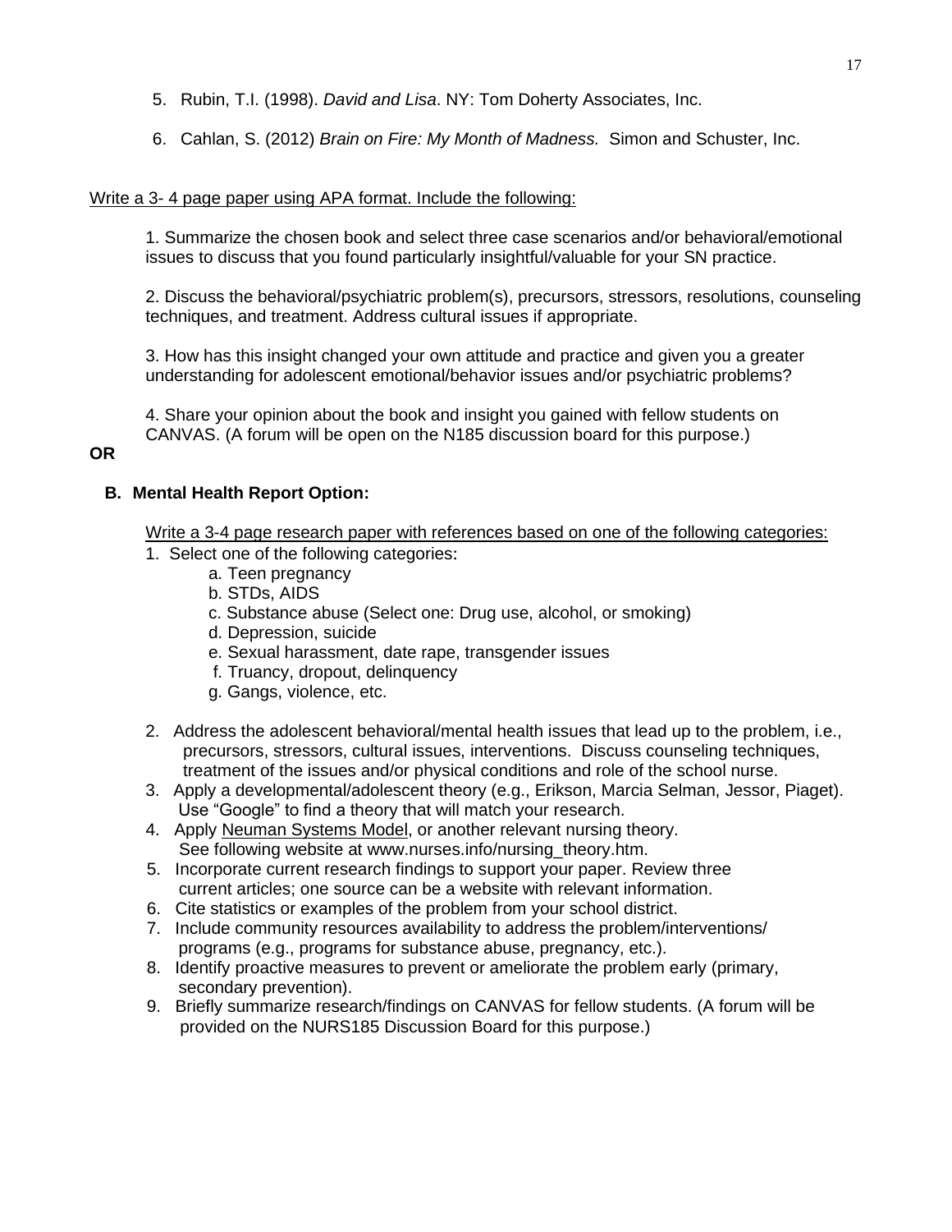5. Rubin, T.I. (1998). *David and Lisa*. NY: Tom Doherty Associates, Inc.

6. Cahlan, S. (2012) *Brain on Fire: My Month of Madness.* Simon and Schuster, Inc.

<u>Write a 3- 4 page paper using APA format. Include the following:</u>

1. Summarize the chosen book and select three case scenarios and/or behavioral/emotional issues to discuss that you found particularly insightful/valuable for your SN practice.

2. Discuss the behavioral/psychiatric problem(s), precursors, stressors, resolutions, counseling techniques, and treatment. Address cultural issues if appropriate.

3. How has this insight changed your own attitude and practice and given you a greater understanding for adolescent emotional/behavior issues and/or psychiatric problems?

4. Share your opinion about the book and insight you gained with fellow students on CANVAS. (A forum will be open on the N185 discussion board for this purpose.)

**OR**

**B. Mental Health Report Option:**

<u>Write a 3-4 page research paper with references based on one of the following categories:</u>

1. Select one of the following categories:
   a. Teen pregnancy
   b. STDs, AIDS
   c. Substance abuse (Select one: Drug use, alcohol, or smoking)
   d. Depression, suicide
   e. Sexual harassment, date rape, transgender issues
   f. Truancy, dropout, delinquency
   g. Gangs, violence, etc.

2. Address the adolescent behavioral/mental health issues that lead up to the problem, i.e., precursors, stressors, cultural issues, interventions. Discuss counseling techniques, treatment of the issues and/or physical conditions and role of the school nurse.
3. Apply a developmental/adolescent theory (e.g., Erikson, Marcia Selman, Jessor, Piaget). Use "Google" to find a theory that will match your research.
4. Apply <u>Neuman Systems Model</u>, or another relevant nursing theory. See following website at www.nurses.info/nursing_theory.htm.
5. Incorporate current research findings to support your paper. Review three current articles; one source can be a website with relevant information.
6. Cite statistics or examples of the problem from your school district.
7. Include community resources availability to address the problem/interventions/ programs (e.g., programs for substance abuse, pregnancy, etc.).
8. Identify proactive measures to prevent or ameliorate the problem early (primary, secondary prevention).
9. Briefly summarize research/findings on CANVAS for fellow students. (A forum will be provided on the NURS185 Discussion Board for this purpose.)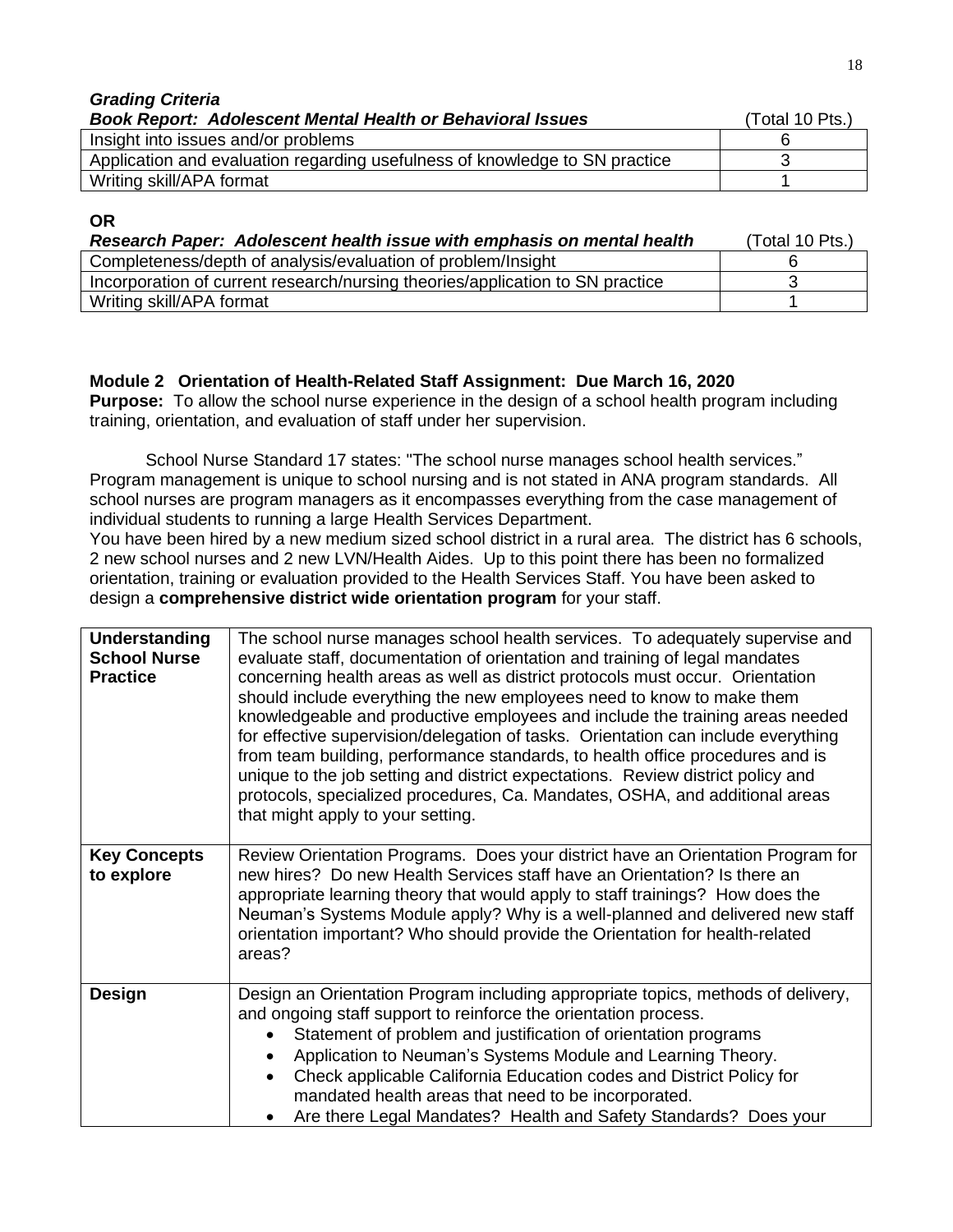***Grading Criteria***

| ***Book Report: Adolescent Mental Health or Behavioral Issues*** | (Total 10 Pts.) |
|---|---|
| Insight into issues and/or problems | 6 |
| Application and evaluation regarding usefulness of knowledge to SN practice | 3 |
| Writing skill/APA format | 1 |

**OR**

| ***Research Paper: Adolescent health issue with emphasis on mental health*** | (Total 10 Pts.) |
|---|---|
| Completeness/depth of analysis/evaluation of problem/Insight | 6 |
| Incorporation of current research/nursing theories/application to SN practice | 3 |
| Writing skill/APA format | 1 |

**Module 2 Orientation of Health-Related Staff Assignment: Due March 16, 2020**

**Purpose:** To allow the school nurse experience in the design of a school health program including training, orientation, and evaluation of staff under her supervision.

School Nurse Standard 17 states: "The school nurse manages school health services." Program management is unique to school nursing and is not stated in ANA program standards. All school nurses are program managers as it encompasses everything from the case management of individual students to running a large Health Services Department.

You have been hired by a new medium sized school district in a rural area. The district has 6 schools, 2 new school nurses and 2 new LVN/Health Aides. Up to this point there has been no formalized orientation, training or evaluation provided to the Health Services Staff. You have been asked to design a **comprehensive district wide orientation program** for your staff.

| | |
|---|---|
| **Understanding School Nurse Practice** | The school nurse manages school health services. To adequately supervise and evaluate staff, documentation of orientation and training of legal mandates concerning health areas as well as district protocols must occur. Orientation should include everything the new employees need to know to make them knowledgeable and productive employees and include the training areas needed for effective supervision/delegation of tasks. Orientation can include everything from team building, performance standards, to health office procedures and is unique to the job setting and district expectations. Review district policy and protocols, specialized procedures, Ca. Mandates, OSHA, and additional areas that might apply to your setting. |
| **Key Concepts to explore** | Review Orientation Programs. Does your district have an Orientation Program for new hires? Do new Health Services staff have an Orientation? Is there an appropriate learning theory that would apply to staff trainings? How does the Neuman's Systems Module apply? Why is a well-planned and delivered new staff orientation important? Who should provide the Orientation for health-related areas? |
| **Design** | Design an Orientation Program including appropriate topics, methods of delivery, and ongoing staff support to reinforce the orientation process. <br>• Statement of problem and justification of orientation programs <br>• Application to Neuman's Systems Module and Learning Theory. <br>• Check applicable California Education codes and District Policy for mandated health areas that need to be incorporated. <br>• Are there Legal Mandates? Health and Safety Standards? Does your |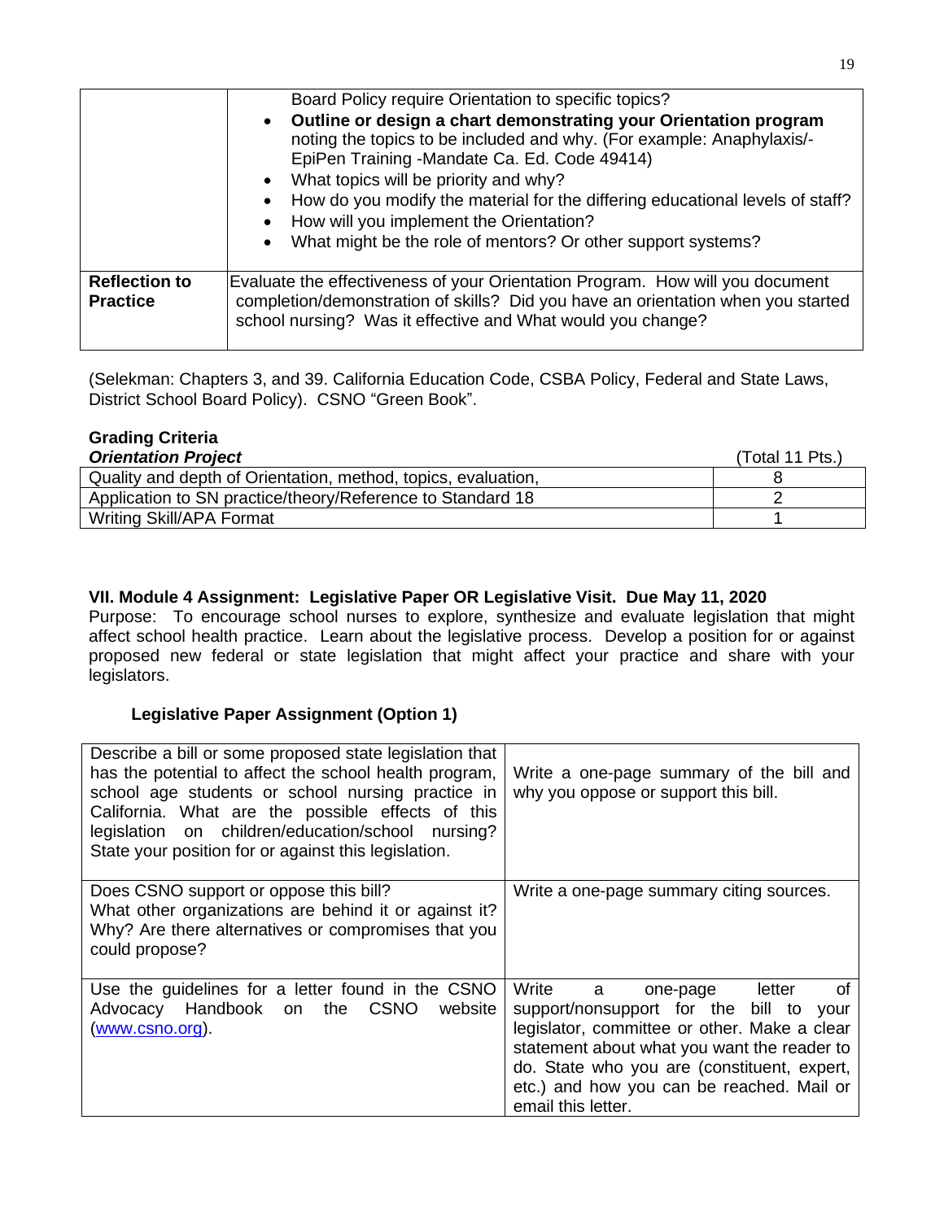| | Board Policy require Orientation to specific topics?<br>• **Outline or design a chart demonstrating your Orientation program** noting the topics to be included and why. (For example: Anaphylaxis/-EpiPen Training -Mandate Ca. Ed. Code 49414)<br>• What topics will be priority and why?<br>• How do you modify the material for the differing educational levels of staff?<br>• How will you implement the Orientation?<br>• What might be the role of mentors? Or other support systems? |
|---|---|
| **Reflection to Practice** | Evaluate the effectiveness of your Orientation Program. How will you document completion/demonstration of skills? Did you have an orientation when you started school nursing? Was it effective and What would you change? |

(Selekman: Chapters 3, and 39. California Education Code, CSBA Policy, Federal and State Laws, District School Board Policy). CSNO "Green Book".

**Grading Criteria**

| ***Orientation Project*** | (Total 11 Pts.) |
|---|---|
| Quality and depth of Orientation, method, topics, evaluation, | 8 |
| Application to SN practice/theory/Reference to Standard 18 | 2 |
| Writing Skill/APA Format | 1 |

### VII. Module 4 Assignment: Legislative Paper OR Legislative Visit. Due May 11, 2020

Purpose: To encourage school nurses to explore, synthesize and evaluate legislation that might affect school health practice. Learn about the legislative process. Develop a position for or against proposed new federal or state legislation that might affect your practice and share with your legislators.

#### Legislative Paper Assignment (Option 1)

| | |
|---|---|
| Describe a bill or some proposed state legislation that has the potential to affect the school health program, school age students or school nursing practice in California. What are the possible effects of this legislation on children/education/school nursing? State your position for or against this legislation. | Write a one-page summary of the bill and why you oppose or support this bill. |
| Does CSNO support or oppose this bill?<br>What other organizations are behind it or against it? Why? Are there alternatives or compromises that you could propose? | Write a one-page summary citing sources. |
| Use the guidelines for a letter found in the CSNO Advocacy Handbook on the CSNO website (www.csno.org). | Write a one-page letter of support/nonsupport for the bill to your legislator, committee or other. Make a clear statement about what you want the reader to do. State who you are (constituent, expert, etc.) and how you can be reached. Mail or email this letter. |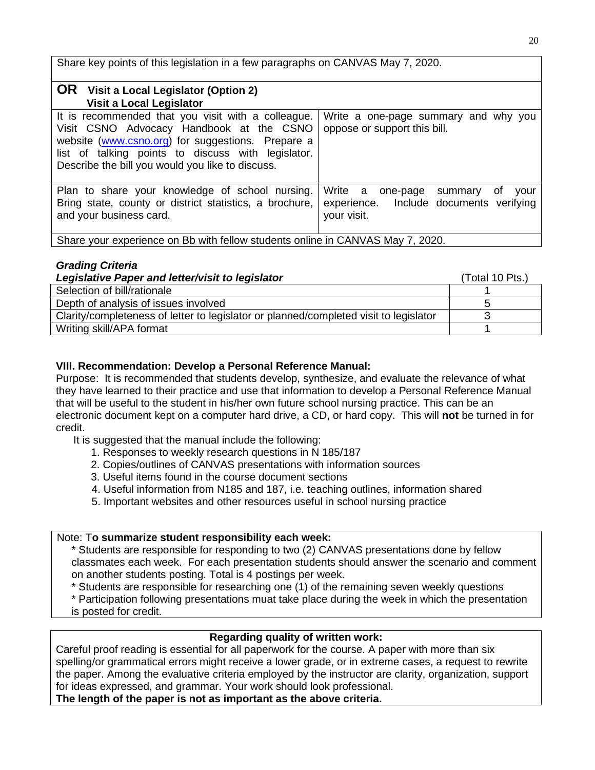| Share key points of this legislation in a few paragraphs on CANVAS May 7, 2020. | |
|---|---|
| **OR Visit a Local Legislator (Option 2)** **Visit a Local Legislator** | |
| It is recommended that you visit with a colleague. Visit CSNO Advocacy Handbook at the CSNO website (www.csno.org) for suggestions. Prepare a list of talking points to discuss with legislator. Describe the bill you would like to discuss. | Write a one-page summary and why you oppose or support this bill. |
| Plan to share your knowledge of school nursing. Bring state, county or district statistics, a brochure, and your business card. | Write a one-page summary of your experience. Include documents verifying your visit. |
| Share your experience on Bb with fellow students online in CANVAS May 7, 2020. | |

***Grading Criteria***

| ***Legislative Paper and letter/visit to legislator*** | (Total 10 Pts.) |
|---|---|
| Selection of bill/rationale | 1 |
| Depth of analysis of issues involved | 5 |
| Clarity/completeness of letter to legislator or planned/completed visit to legislator | 3 |
| Writing skill/APA format | 1 |

**VIII. Recommendation: Develop a Personal Reference Manual:**

Purpose: It is recommended that students develop, synthesize, and evaluate the relevance of what they have learned to their practice and use that information to develop a Personal Reference Manual that will be useful to the student in his/her own future school nursing practice. This can be an electronic document kept on a computer hard drive, a CD, or hard copy. This will **not** be turned in for credit.

It is suggested that the manual include the following:

1. Responses to weekly research questions in N 185/187
2. Copies/outlines of CANVAS presentations with information sources
3. Useful items found in the course document sections
4. Useful information from N185 and 187, i.e. teaching outlines, information shared
5. Important websites and other resources useful in school nursing practice

Note: T**o summarize student responsibility each week:**

* Students are responsible for responding to two (2) CANVAS presentations done by fellow classmates each week. For each presentation students should answer the scenario and comment on another students posting. Total is 4 postings per week.
* Students are responsible for researching one (1) of the remaining seven weekly questions
* Participation following presentations muat take place during the week in which the presentation is posted for credit.

**Regarding quality of written work:**

Careful proof reading is essential for all paperwork for the course. A paper with more than six spelling/or grammatical errors might receive a lower grade, or in extreme cases, a request to rewrite the paper. Among the evaluative criteria employed by the instructor are clarity, organization, support for ideas expressed, and grammar. Your work should look professional.

**The length of the paper is not as important as the above criteria.**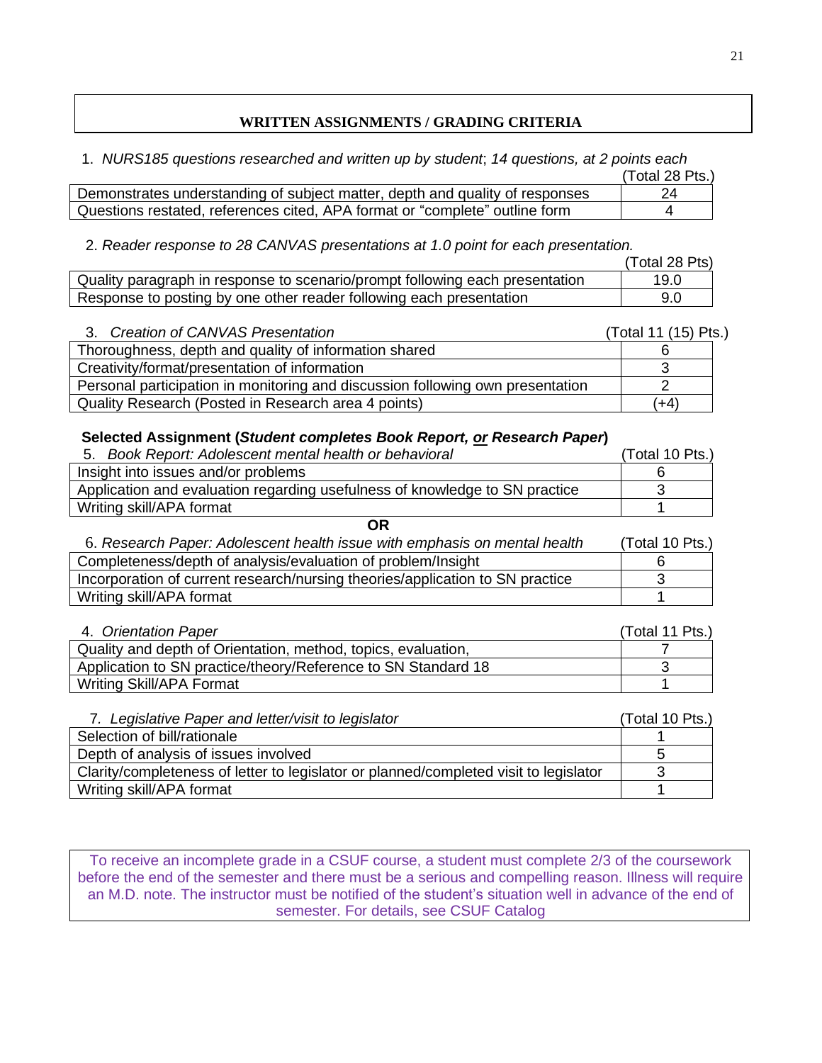## WRITTEN ASSIGNMENTS / GRADING CRITERIA

1. *NURS185 questions researched and written up by student*; *14 questions, at 2 points each* (Total 28 Pts.)

| Criteria | Points |
|---|---|
| Demonstrates understanding of subject matter, depth and quality of responses | 24 |
| Questions restated, references cited, APA format or "complete" outline form | 4 |

2. *Reader response to 28 CANVAS presentations at 1.0 point for each presentation.* (Total 28 Pts)

| Criteria | Points |
|---|---|
| Quality paragraph in response to scenario/prompt following each presentation | 19.0 |
| Response to posting by one other reader following each presentation | 9.0 |

3. *Creation of CANVAS Presentation* (Total 11 (15) Pts.)

| Criteria | Points |
|---|---|
| Thoroughness, depth and quality of information shared | 6 |
| Creativity/format/presentation of information | 3 |
| Personal participation in monitoring and discussion following own presentation | 2 |
| Quality Research (Posted in Research area 4 points) | (+4) |

**Selected Assignment (*Student completes Book Report, <u>or</u> Research Paper*)**

5. *Book Report: Adolescent mental health or behavioral* (Total 10 Pts.)

| Criteria | Points |
|---|---|
| Insight into issues and/or problems | 6 |
| Application and evaluation regarding usefulness of knowledge to SN practice | 3 |
| Writing skill/APA format | 1 |

**OR**

6. *Research Paper: Adolescent health issue with emphasis on mental health* (Total 10 Pts.)

| Criteria | Points |
|---|---|
| Completeness/depth of analysis/evaluation of problem/Insight | 6 |
| Incorporation of current research/nursing theories/application to SN practice | 3 |
| Writing skill/APA format | 1 |

4. *Orientation Paper* (Total 11 Pts.)

| Criteria | Points |
|---|---|
| Quality and depth of Orientation, method, topics, evaluation, | 7 |
| Application to SN practice/theory/Reference to SN Standard 18 | 3 |
| Writing Skill/APA Format | 1 |

7. *Legislative Paper and letter/visit to legislator* (Total 10 Pts.)

| Criteria | Points |
|---|---|
| Selection of bill/rationale | 1 |
| Depth of analysis of issues involved | 5 |
| Clarity/completeness of letter to legislator or planned/completed visit to legislator | 3 |
| Writing skill/APA format | 1 |

To receive an incomplete grade in a CSUF course, a student must complete 2/3 of the coursework before the end of the semester and there must be a serious and compelling reason. Illness will require an M.D. note. The instructor must be notified of the student's situation well in advance of the end of semester. For details, see CSUF Catalog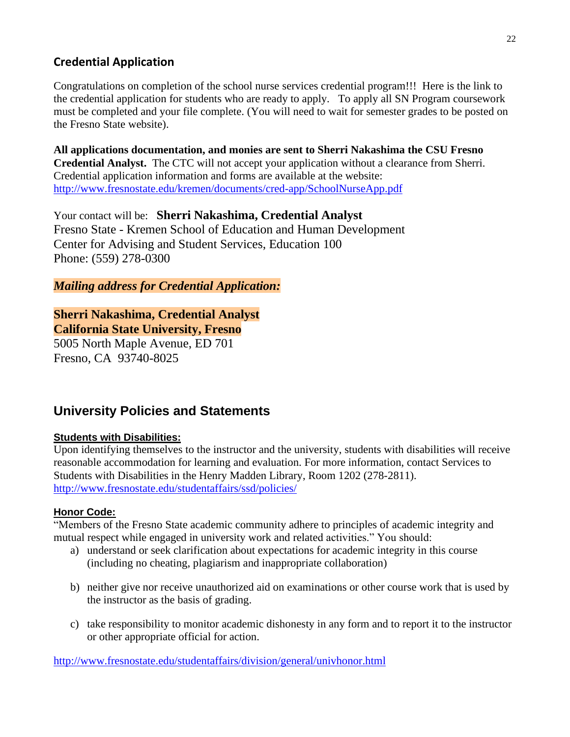## Credential Application

Congratulations on completion of the school nurse services credential program!!! Here is the link to the credential application for students who are ready to apply. To apply all SN Program coursework must be completed and your file complete. (You will need to wait for semester grades to be posted on the Fresno State website).

**All applications documentation, and monies are sent to Sherri Nakashima the CSU Fresno Credential Analyst.** The CTC will not accept your application without a clearance from Sherri. Credential application information and forms are available at the website: http://www.fresnostate.edu/kremen/documents/cred-app/SchoolNurseApp.pdf

Your contact will be: **Sherri Nakashima, Credential Analyst**
Fresno State - Kremen School of Education and Human Development
Center for Advising and Student Services, Education 100
Phone: (559) 278-0300

***Mailing address for Credential Application:***

**Sherri Nakashima, Credential Analyst**
**California State University, Fresno**
5005 North Maple Avenue, ED 701
Fresno, CA 93740-8025

# University Policies and Statements

**Students with Disabilities:**
Upon identifying themselves to the instructor and the university, students with disabilities will receive reasonable accommodation for learning and evaluation. For more information, contact Services to Students with Disabilities in the Henry Madden Library, Room 1202 (278-2811). http://www.fresnostate.edu/studentaffairs/ssd/policies/

**Honor Code:**
"Members of the Fresno State academic community adhere to principles of academic integrity and mutual respect while engaged in university work and related activities." You should:

a) understand or seek clarification about expectations for academic integrity in this course (including no cheating, plagiarism and inappropriate collaboration)

b) neither give nor receive unauthorized aid on examinations or other course work that is used by the instructor as the basis of grading.

c) take responsibility to monitor academic dishonesty in any form and to report it to the instructor or other appropriate official for action.

http://www.fresnostate.edu/studentaffairs/division/general/univhonor.html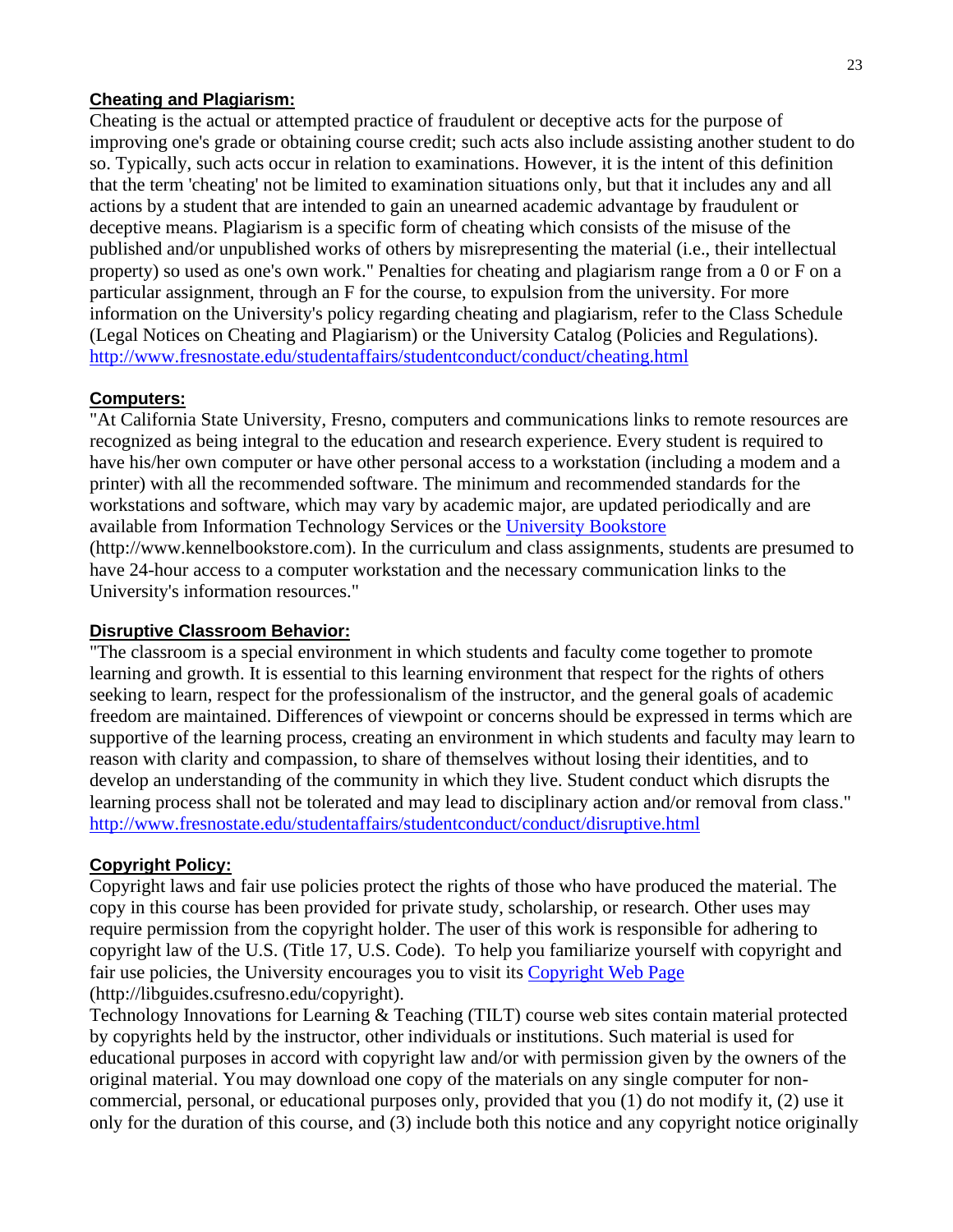**Cheating and Plagiarism:**

Cheating is the actual or attempted practice of fraudulent or deceptive acts for the purpose of improving one's grade or obtaining course credit; such acts also include assisting another student to do so. Typically, such acts occur in relation to examinations. However, it is the intent of this definition that the term 'cheating' not be limited to examination situations only, but that it includes any and all actions by a student that are intended to gain an unearned academic advantage by fraudulent or deceptive means. Plagiarism is a specific form of cheating which consists of the misuse of the published and/or unpublished works of others by misrepresenting the material (i.e., their intellectual property) so used as one's own work." Penalties for cheating and plagiarism range from a 0 or F on a particular assignment, through an F for the course, to expulsion from the university. For more information on the University's policy regarding cheating and plagiarism, refer to the Class Schedule (Legal Notices on Cheating and Plagiarism) or the University Catalog (Policies and Regulations). http://www.fresnostate.edu/studentaffairs/studentconduct/conduct/cheating.html

**Computers:**

"At California State University, Fresno, computers and communications links to remote resources are recognized as being integral to the education and research experience. Every student is required to have his/her own computer or have other personal access to a workstation (including a modem and a printer) with all the recommended software. The minimum and recommended standards for the workstations and software, which may vary by academic major, are updated periodically and are available from Information Technology Services or the University Bookstore (http://www.kennelbookstore.com). In the curriculum and class assignments, students are presumed to have 24-hour access to a computer workstation and the necessary communication links to the University's information resources."

**Disruptive Classroom Behavior:**

"The classroom is a special environment in which students and faculty come together to promote learning and growth. It is essential to this learning environment that respect for the rights of others seeking to learn, respect for the professionalism of the instructor, and the general goals of academic freedom are maintained. Differences of viewpoint or concerns should be expressed in terms which are supportive of the learning process, creating an environment in which students and faculty may learn to reason with clarity and compassion, to share of themselves without losing their identities, and to develop an understanding of the community in which they live. Student conduct which disrupts the learning process shall not be tolerated and may lead to disciplinary action and/or removal from class." http://www.fresnostate.edu/studentaffairs/studentconduct/conduct/disruptive.html

**Copyright Policy:**

Copyright laws and fair use policies protect the rights of those who have produced the material. The copy in this course has been provided for private study, scholarship, or research. Other uses may require permission from the copyright holder. The user of this work is responsible for adhering to copyright law of the U.S. (Title 17, U.S. Code). To help you familiarize yourself with copyright and fair use policies, the University encourages you to visit its Copyright Web Page (http://libguides.csufresno.edu/copyright).

Technology Innovations for Learning & Teaching (TILT) course web sites contain material protected by copyrights held by the instructor, other individuals or institutions. Such material is used for educational purposes in accord with copyright law and/or with permission given by the owners of the original material. You may download one copy of the materials on any single computer for non-commercial, personal, or educational purposes only, provided that you (1) do not modify it, (2) use it only for the duration of this course, and (3) include both this notice and any copyright notice originally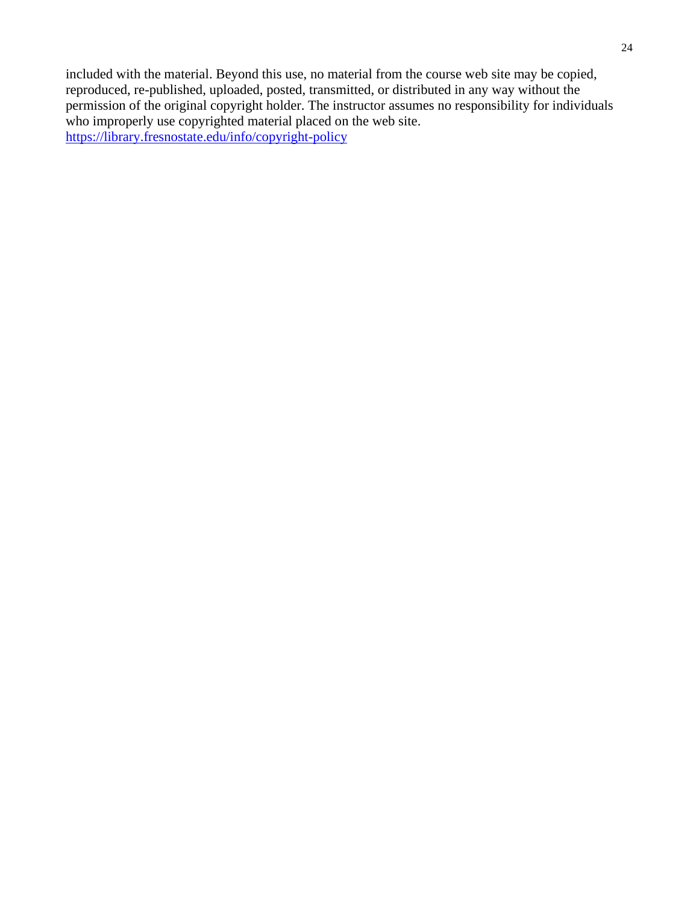included with the material. Beyond this use, no material from the course web site may be copied, reproduced, re-published, uploaded, posted, transmitted, or distributed in any way without the permission of the original copyright holder. The instructor assumes no responsibility for individuals who improperly use copyrighted material placed on the web site.
https://library.fresnostate.edu/info/copyright-policy